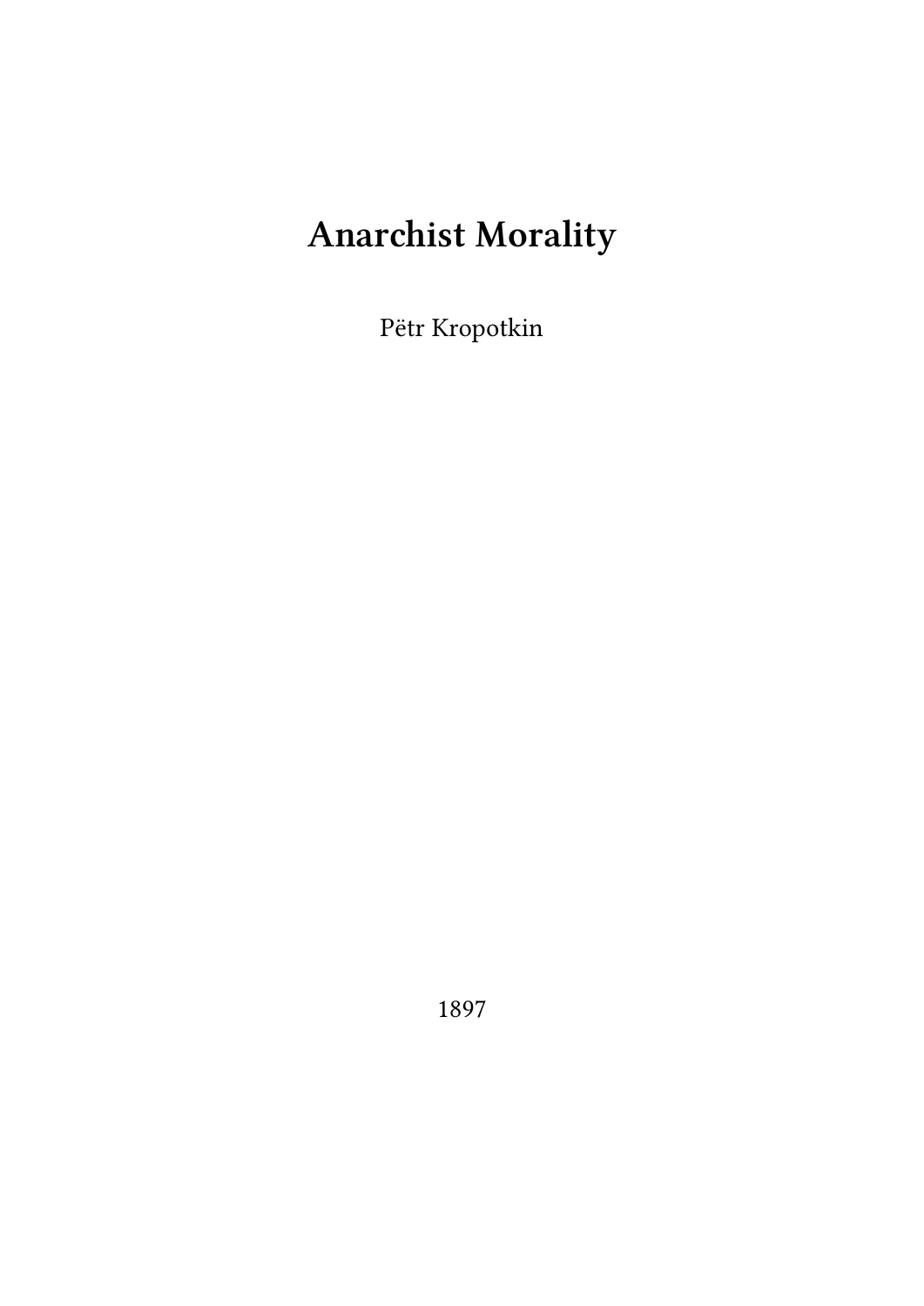# Anarchist Morality

Pëtr Kropotkin

1897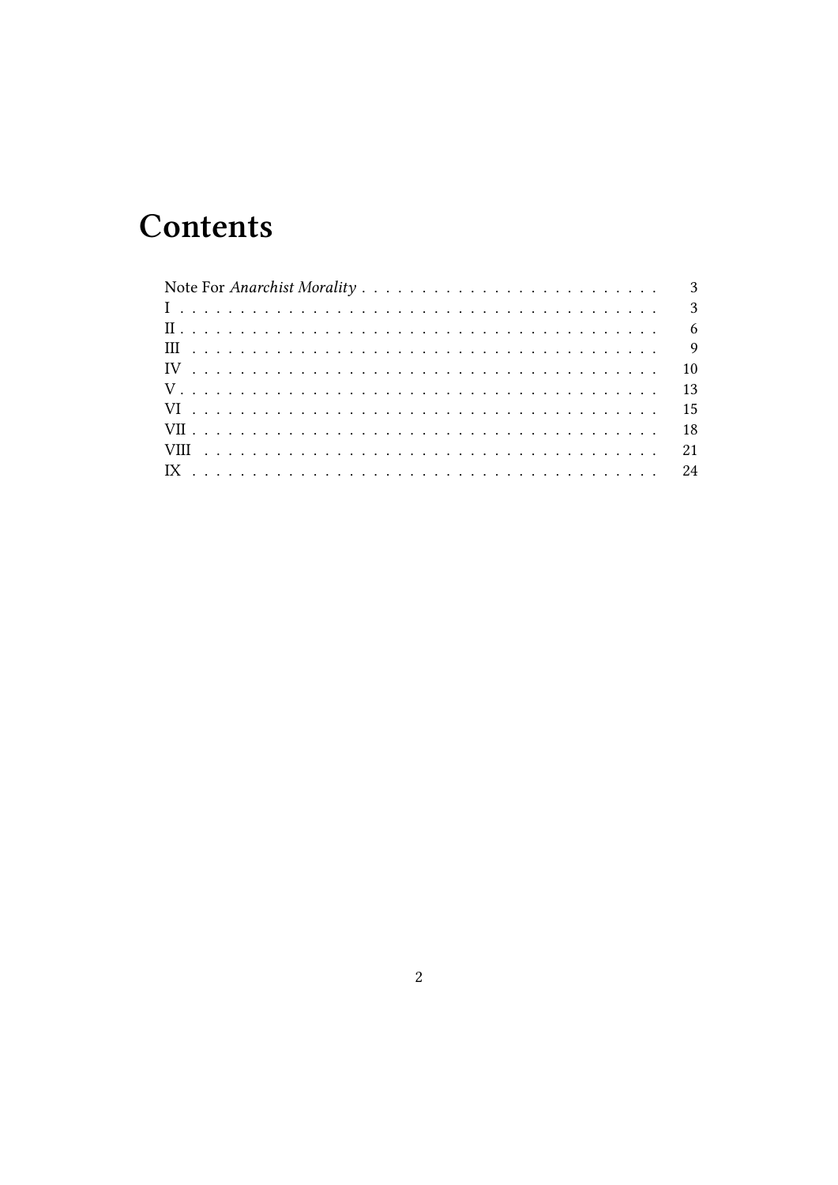# Contents

Note For *Anarchist Morality* . . . . . . . . . . . . . . . . . . . . . . . . . . 3
I . . . . . . . . . . . . . . . . . . . . . . . . . . . . . . . . . . . . . . . . . . 3
II . . . . . . . . . . . . . . . . . . . . . . . . . . . . . . . . . . . . . . . . . 6
III . . . . . . . . . . . . . . . . . . . . . . . . . . . . . . . . . . . . . . . . 9
IV . . . . . . . . . . . . . . . . . . . . . . . . . . . . . . . . . . . . . . . . 10
V . . . . . . . . . . . . . . . . . . . . . . . . . . . . . . . . . . . . . . . . . 13
VI . . . . . . . . . . . . . . . . . . . . . . . . . . . . . . . . . . . . . . . . 15
VII . . . . . . . . . . . . . . . . . . . . . . . . . . . . . . . . . . . . . . . 18
VIII . . . . . . . . . . . . . . . . . . . . . . . . . . . . . . . . . . . . . . 21
IX . . . . . . . . . . . . . . . . . . . . . . . . . . . . . . . . . . . . . . . . 24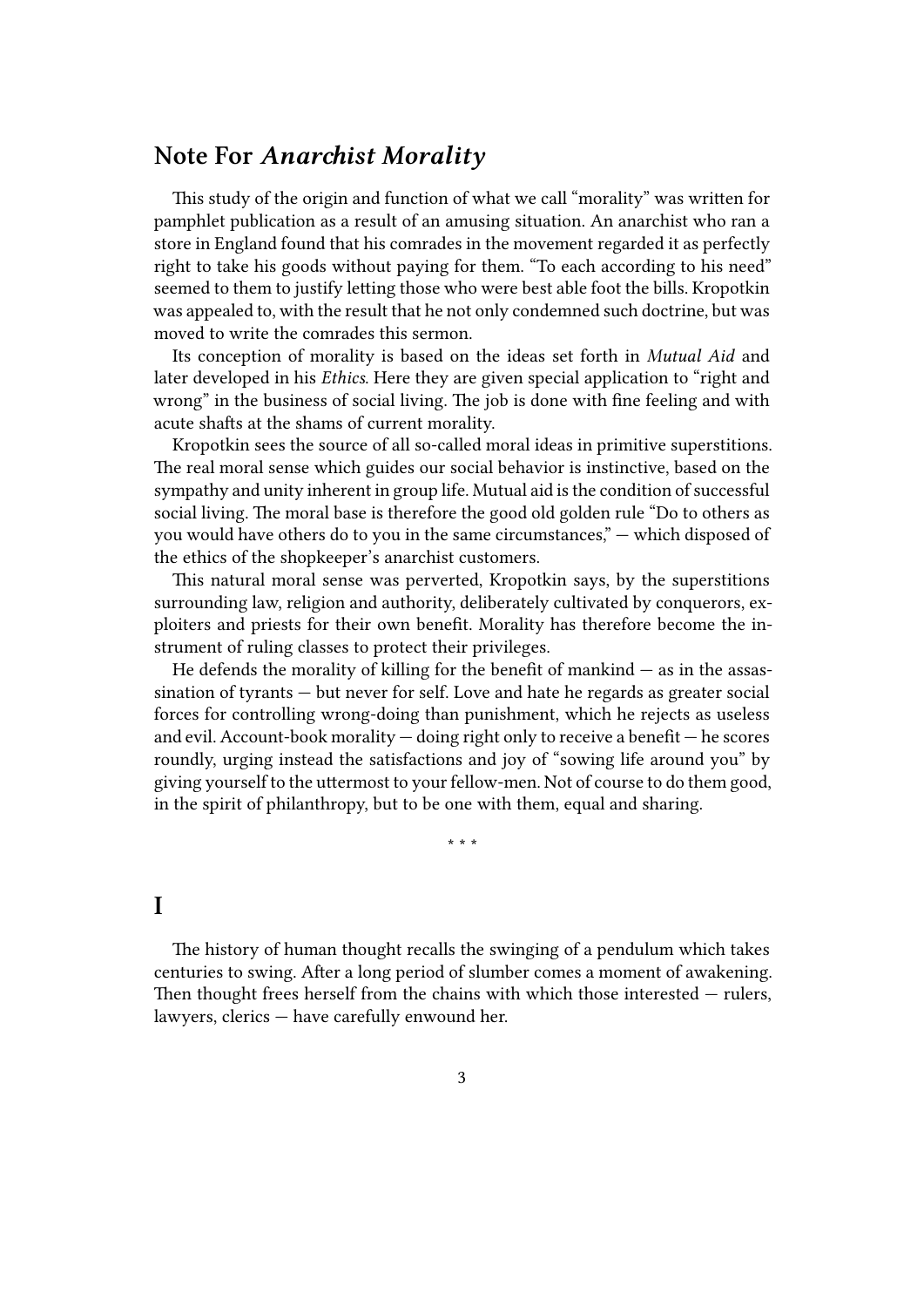## Note For *Anarchist Morality*

This study of the origin and function of what we call "morality" was written for pamphlet publication as a result of an amusing situation. An anarchist who ran a store in England found that his comrades in the movement regarded it as perfectly right to take his goods without paying for them. "To each according to his need" seemed to them to justify letting those who were best able foot the bills. Kropotkin was appealed to, with the result that he not only condemned such doctrine, but was moved to write the comrades this sermon.

Its conception of morality is based on the ideas set forth in *Mutual Aid* and later developed in his *Ethics*. Here they are given special application to "right and wrong" in the business of social living. The job is done with fine feeling and with acute shafts at the shams of current morality.

Kropotkin sees the source of all so-called moral ideas in primitive superstitions. The real moral sense which guides our social behavior is instinctive, based on the sympathy and unity inherent in group life. Mutual aid is the condition of successful social living. The moral base is therefore the good old golden rule "Do to others as you would have others do to you in the same circumstances," — which disposed of the ethics of the shopkeeper's anarchist customers.

This natural moral sense was perverted, Kropotkin says, by the superstitions surrounding law, religion and authority, deliberately cultivated by conquerors, exploiters and priests for their own benefit. Morality has therefore become the instrument of ruling classes to protect their privileges.

He defends the morality of killing for the benefit of mankind — as in the assassination of tyrants — but never for self. Love and hate he regards as greater social forces for controlling wrong-doing than punishment, which he rejects as useless and evil. Account-book morality — doing right only to receive a benefit — he scores roundly, urging instead the satisfactions and joy of "sowing life around you" by giving yourself to the uttermost to your fellow-men. Not of course to do them good, in the spirit of philanthropy, but to be one with them, equal and sharing.

\* \* \*

## I

The history of human thought recalls the swinging of a pendulum which takes centuries to swing. After a long period of slumber comes a moment of awakening. Then thought frees herself from the chains with which those interested — rulers, lawyers, clerics — have carefully enwound her.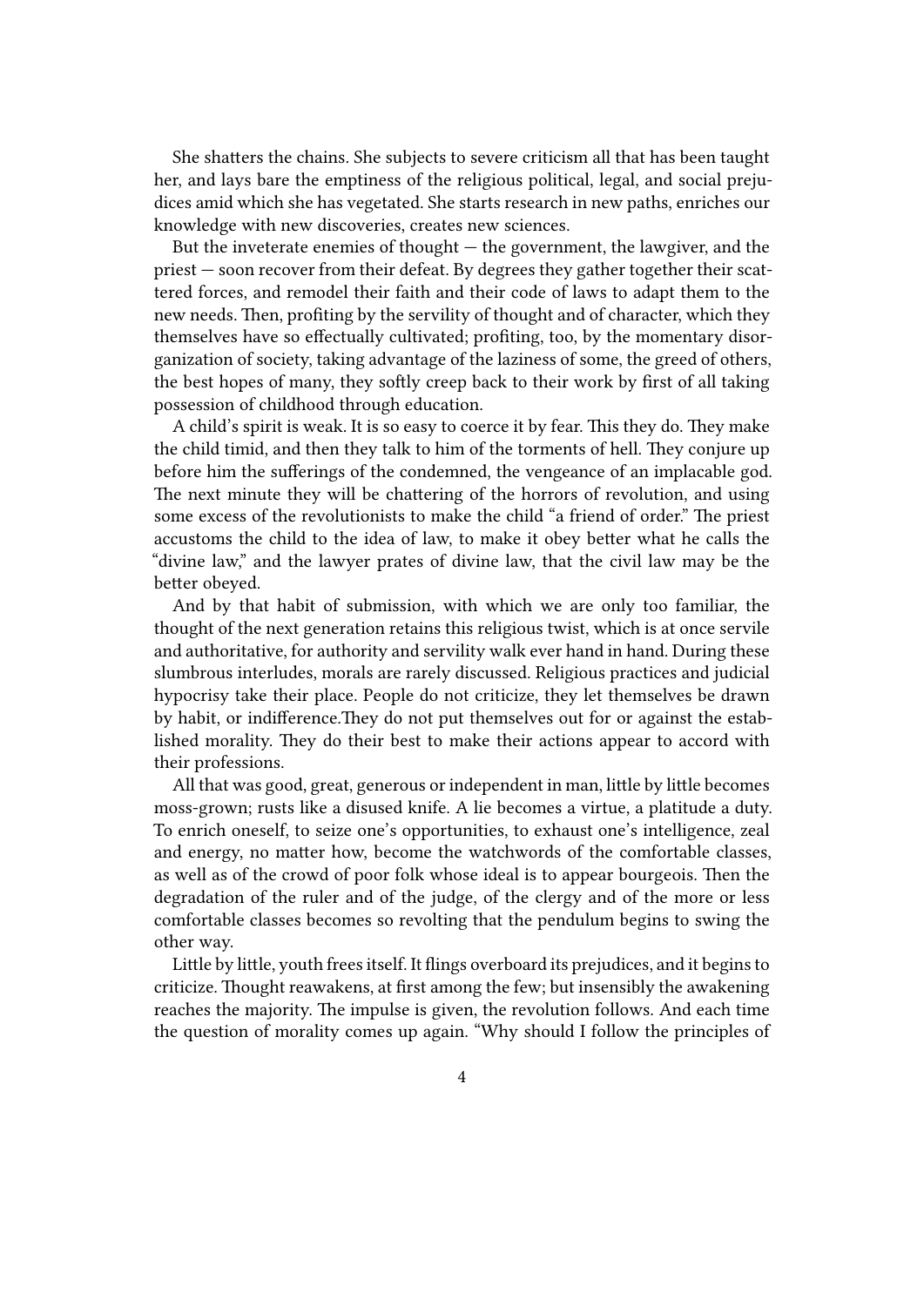She shatters the chains. She subjects to severe criticism all that has been taught her, and lays bare the emptiness of the religious political, legal, and social prejudices amid which she has vegetated. She starts research in new paths, enriches our knowledge with new discoveries, creates new sciences.

But the inveterate enemies of thought — the government, the lawgiver, and the priest — soon recover from their defeat. By degrees they gather together their scattered forces, and remodel their faith and their code of laws to adapt them to the new needs. Then, profiting by the servility of thought and of character, which they themselves have so effectually cultivated; profiting, too, by the momentary disorganization of society, taking advantage of the laziness of some, the greed of others, the best hopes of many, they softly creep back to their work by first of all taking possession of childhood through education.

A child's spirit is weak. It is so easy to coerce it by fear. This they do. They make the child timid, and then they talk to him of the torments of hell. They conjure up before him the sufferings of the condemned, the vengeance of an implacable god. The next minute they will be chattering of the horrors of revolution, and using some excess of the revolutionists to make the child "a friend of order." The priest accustoms the child to the idea of law, to make it obey better what he calls the "divine law," and the lawyer prates of divine law, that the civil law may be the better obeyed.

And by that habit of submission, with which we are only too familiar, the thought of the next generation retains this religious twist, which is at once servile and authoritative, for authority and servility walk ever hand in hand. During these slumbrous interludes, morals are rarely discussed. Religious practices and judicial hypocrisy take their place. People do not criticize, they let themselves be drawn by habit, or indifference.They do not put themselves out for or against the established morality. They do their best to make their actions appear to accord with their professions.

All that was good, great, generous or independent in man, little by little becomes moss-grown; rusts like a disused knife. A lie becomes a virtue, a platitude a duty. To enrich oneself, to seize one's opportunities, to exhaust one's intelligence, zeal and energy, no matter how, become the watchwords of the comfortable classes, as well as of the crowd of poor folk whose ideal is to appear bourgeois. Then the degradation of the ruler and of the judge, of the clergy and of the more or less comfortable classes becomes so revolting that the pendulum begins to swing the other way.

Little by little, youth frees itself. It flings overboard its prejudices, and it begins to criticize. Thought reawakens, at first among the few; but insensibly the awakening reaches the majority. The impulse is given, the revolution follows. And each time the question of morality comes up again. "Why should I follow the principles of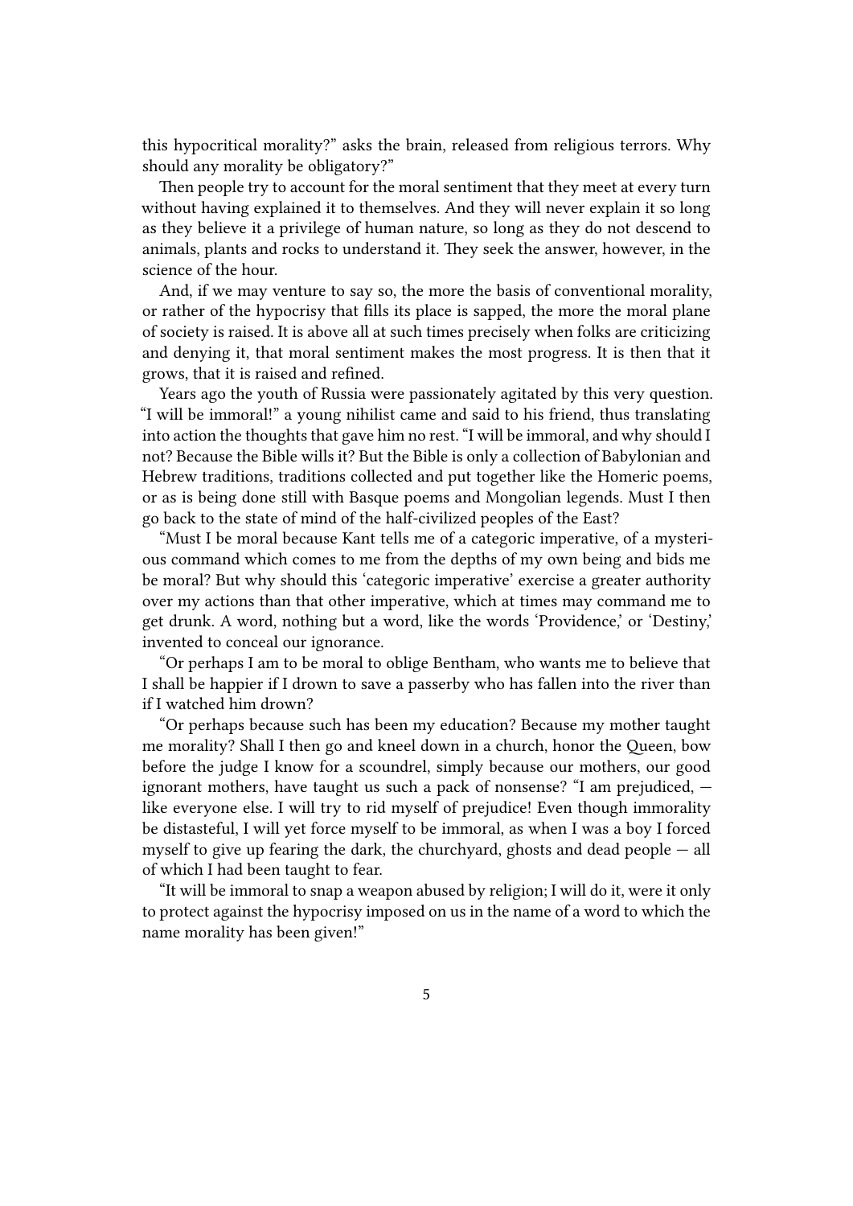this hypocritical morality?" asks the brain, released from religious terrors. Why should any morality be obligatory?"

Then people try to account for the moral sentiment that they meet at every turn without having explained it to themselves. And they will never explain it so long as they believe it a privilege of human nature, so long as they do not descend to animals, plants and rocks to understand it. They seek the answer, however, in the science of the hour.

And, if we may venture to say so, the more the basis of conventional morality, or rather of the hypocrisy that fills its place is sapped, the more the moral plane of society is raised. It is above all at such times precisely when folks are criticizing and denying it, that moral sentiment makes the most progress. It is then that it grows, that it is raised and refined.

Years ago the youth of Russia were passionately agitated by this very question. "I will be immoral!" a young nihilist came and said to his friend, thus translating into action the thoughts that gave him no rest. "I will be immoral, and why should I not? Because the Bible wills it? But the Bible is only a collection of Babylonian and Hebrew traditions, traditions collected and put together like the Homeric poems, or as is being done still with Basque poems and Mongolian legends. Must I then go back to the state of mind of the half-civilized peoples of the East?

"Must I be moral because Kant tells me of a categoric imperative, of a mysterious command which comes to me from the depths of my own being and bids me be moral? But why should this 'categoric imperative' exercise a greater authority over my actions than that other imperative, which at times may command me to get drunk. A word, nothing but a word, like the words 'Providence,' or 'Destiny,' invented to conceal our ignorance.

"Or perhaps I am to be moral to oblige Bentham, who wants me to believe that I shall be happier if I drown to save a passerby who has fallen into the river than if I watched him drown?

"Or perhaps because such has been my education? Because my mother taught me morality? Shall I then go and kneel down in a church, honor the Queen, bow before the judge I know for a scoundrel, simply because our mothers, our good ignorant mothers, have taught us such a pack of nonsense? "I am prejudiced, — like everyone else. I will try to rid myself of prejudice! Even though immorality be distasteful, I will yet force myself to be immoral, as when I was a boy I forced myself to give up fearing the dark, the churchyard, ghosts and dead people — all of which I had been taught to fear.

"It will be immoral to snap a weapon abused by religion; I will do it, were it only to protect against the hypocrisy imposed on us in the name of a word to which the name morality has been given!"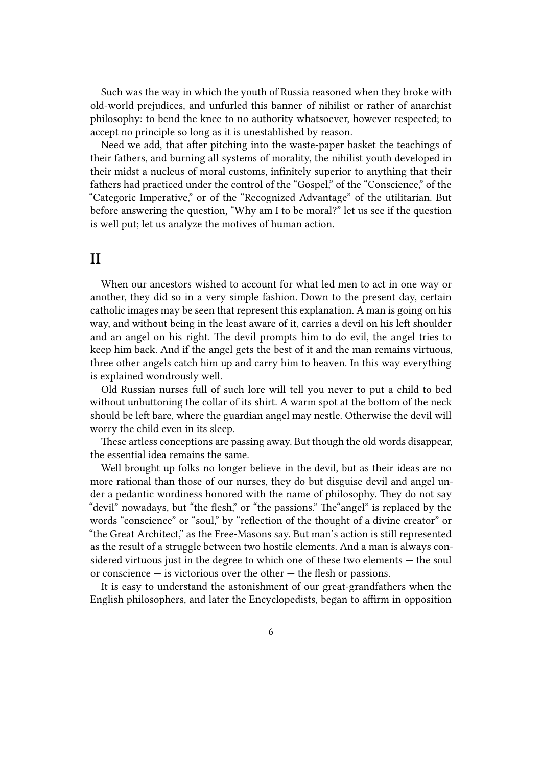Such was the way in which the youth of Russia reasoned when they broke with old-world prejudices, and unfurled this banner of nihilist or rather of anarchist philosophy: to bend the knee to no authority whatsoever, however respected; to accept no principle so long as it is unestablished by reason.

Need we add, that after pitching into the waste-paper basket the teachings of their fathers, and burning all systems of morality, the nihilist youth developed in their midst a nucleus of moral customs, infinitely superior to anything that their fathers had practiced under the control of the "Gospel," of the "Conscience," of the "Categoric Imperative," or of the "Recognized Advantage" of the utilitarian. But before answering the question, "Why am I to be moral?" let us see if the question is well put; let us analyze the motives of human action.

## II

When our ancestors wished to account for what led men to act in one way or another, they did so in a very simple fashion. Down to the present day, certain catholic images may be seen that represent this explanation. A man is going on his way, and without being in the least aware of it, carries a devil on his left shoulder and an angel on his right. The devil prompts him to do evil, the angel tries to keep him back. And if the angel gets the best of it and the man remains virtuous, three other angels catch him up and carry him to heaven. In this way everything is explained wondrously well.

Old Russian nurses full of such lore will tell you never to put a child to bed without unbuttoning the collar of its shirt. A warm spot at the bottom of the neck should be left bare, where the guardian angel may nestle. Otherwise the devil will worry the child even in its sleep.

These artless conceptions are passing away. But though the old words disappear, the essential idea remains the same.

Well brought up folks no longer believe in the devil, but as their ideas are no more rational than those of our nurses, they do but disguise devil and angel under a pedantic wordiness honored with the name of philosophy. They do not say "devil" nowadays, but "the flesh," or "the passions." The"angel" is replaced by the words "conscience" or "soul," by "reflection of the thought of a divine creator" or "the Great Architect," as the Free-Masons say. But man's action is still represented as the result of a struggle between two hostile elements. And a man is always considered virtuous just in the degree to which one of these two elements — the soul or conscience — is victorious over the other — the flesh or passions.

It is easy to understand the astonishment of our great-grandfathers when the English philosophers, and later the Encyclopedists, began to affirm in opposition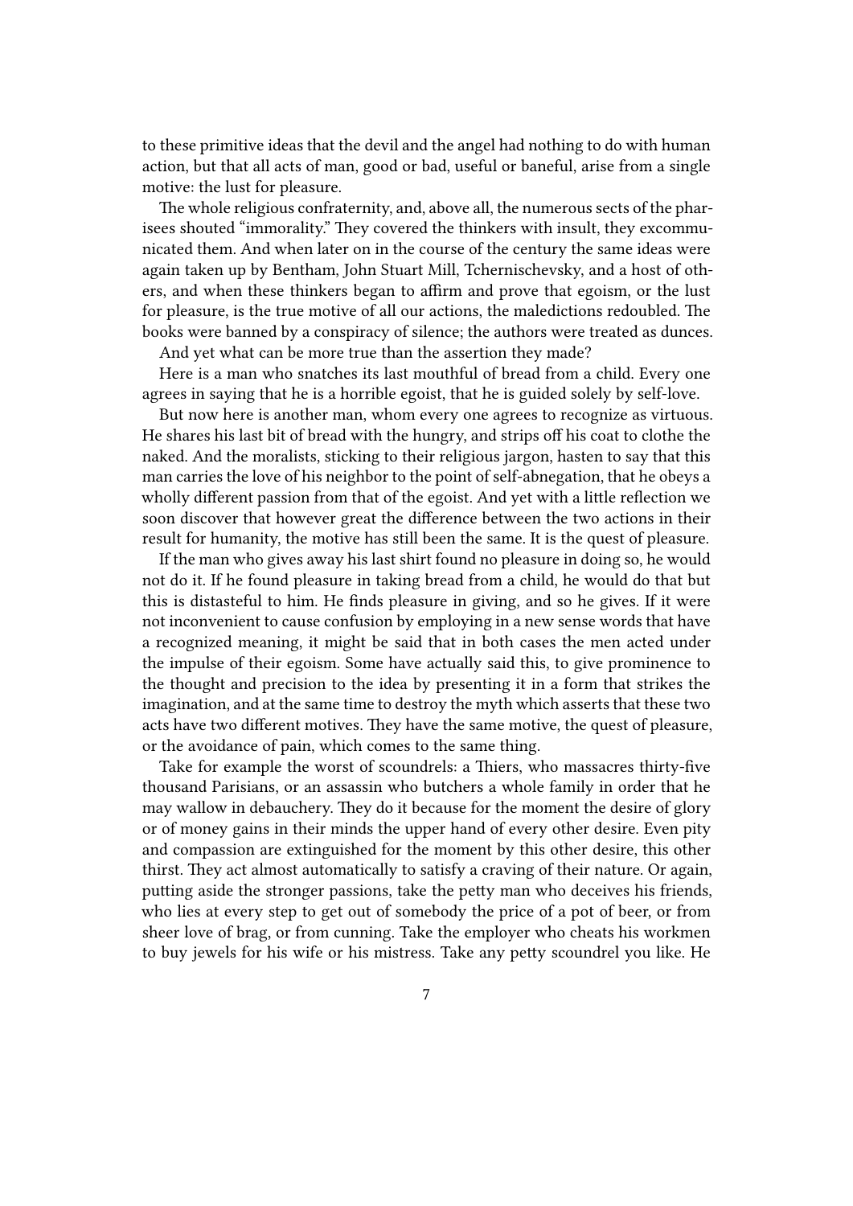to these primitive ideas that the devil and the angel had nothing to do with human action, but that all acts of man, good or bad, useful or baneful, arise from a single motive: the lust for pleasure.

The whole religious confraternity, and, above all, the numerous sects of the pharisees shouted "immorality." They covered the thinkers with insult, they excommunicated them. And when later on in the course of the century the same ideas were again taken up by Bentham, John Stuart Mill, Tchernischevsky, and a host of others, and when these thinkers began to affirm and prove that egoism, or the lust for pleasure, is the true motive of all our actions, the maledictions redoubled. The books were banned by a conspiracy of silence; the authors were treated as dunces.

And yet what can be more true than the assertion they made?

Here is a man who snatches its last mouthful of bread from a child. Every one agrees in saying that he is a horrible egoist, that he is guided solely by self-love.

But now here is another man, whom every one agrees to recognize as virtuous. He shares his last bit of bread with the hungry, and strips off his coat to clothe the naked. And the moralists, sticking to their religious jargon, hasten to say that this man carries the love of his neighbor to the point of self-abnegation, that he obeys a wholly different passion from that of the egoist. And yet with a little reflection we soon discover that however great the difference between the two actions in their result for humanity, the motive has still been the same. It is the quest of pleasure.

If the man who gives away his last shirt found no pleasure in doing so, he would not do it. If he found pleasure in taking bread from a child, he would do that but this is distasteful to him. He finds pleasure in giving, and so he gives. If it were not inconvenient to cause confusion by employing in a new sense words that have a recognized meaning, it might be said that in both cases the men acted under the impulse of their egoism. Some have actually said this, to give prominence to the thought and precision to the idea by presenting it in a form that strikes the imagination, and at the same time to destroy the myth which asserts that these two acts have two different motives. They have the same motive, the quest of pleasure, or the avoidance of pain, which comes to the same thing.

Take for example the worst of scoundrels: a Thiers, who massacres thirty-five thousand Parisians, or an assassin who butchers a whole family in order that he may wallow in debauchery. They do it because for the moment the desire of glory or of money gains in their minds the upper hand of every other desire. Even pity and compassion are extinguished for the moment by this other desire, this other thirst. They act almost automatically to satisfy a craving of their nature. Or again, putting aside the stronger passions, take the petty man who deceives his friends, who lies at every step to get out of somebody the price of a pot of beer, or from sheer love of brag, or from cunning. Take the employer who cheats his workmen to buy jewels for his wife or his mistress. Take any petty scoundrel you like. He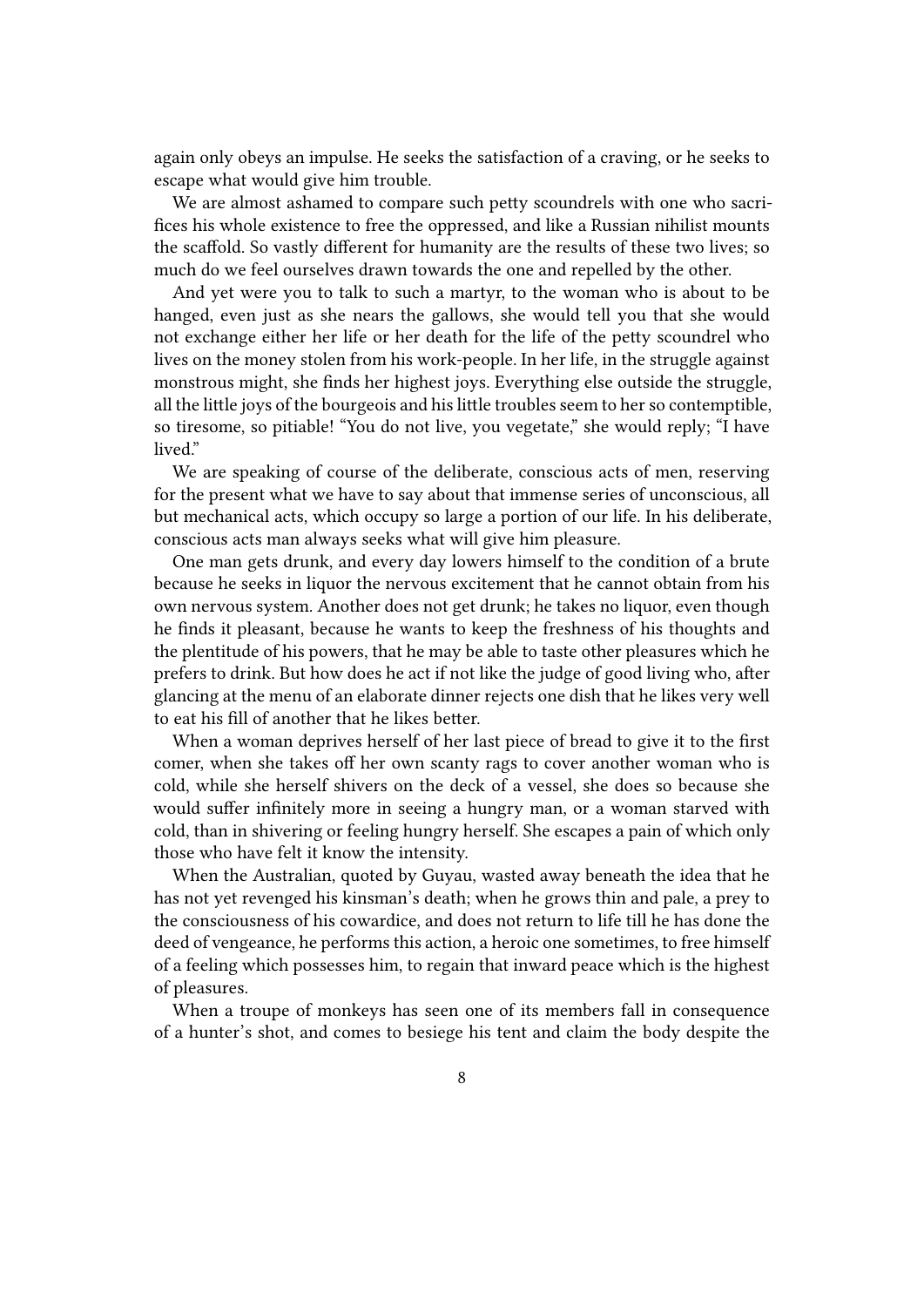again only obeys an impulse. He seeks the satisfaction of a craving, or he seeks to escape what would give him trouble.

We are almost ashamed to compare such petty scoundrels with one who sacrifices his whole existence to free the oppressed, and like a Russian nihilist mounts the scaffold. So vastly different for humanity are the results of these two lives; so much do we feel ourselves drawn towards the one and repelled by the other.

And yet were you to talk to such a martyr, to the woman who is about to be hanged, even just as she nears the gallows, she would tell you that she would not exchange either her life or her death for the life of the petty scoundrel who lives on the money stolen from his work-people. In her life, in the struggle against monstrous might, she finds her highest joys. Everything else outside the struggle, all the little joys of the bourgeois and his little troubles seem to her so contemptible, so tiresome, so pitiable! "You do not live, you vegetate," she would reply; "I have lived."

We are speaking of course of the deliberate, conscious acts of men, reserving for the present what we have to say about that immense series of unconscious, all but mechanical acts, which occupy so large a portion of our life. In his deliberate, conscious acts man always seeks what will give him pleasure.

One man gets drunk, and every day lowers himself to the condition of a brute because he seeks in liquor the nervous excitement that he cannot obtain from his own nervous system. Another does not get drunk; he takes no liquor, even though he finds it pleasant, because he wants to keep the freshness of his thoughts and the plentitude of his powers, that he may be able to taste other pleasures which he prefers to drink. But how does he act if not like the judge of good living who, after glancing at the menu of an elaborate dinner rejects one dish that he likes very well to eat his fill of another that he likes better.

When a woman deprives herself of her last piece of bread to give it to the first comer, when she takes off her own scanty rags to cover another woman who is cold, while she herself shivers on the deck of a vessel, she does so because she would suffer infinitely more in seeing a hungry man, or a woman starved with cold, than in shivering or feeling hungry herself. She escapes a pain of which only those who have felt it know the intensity.

When the Australian, quoted by Guyau, wasted away beneath the idea that he has not yet revenged his kinsman's death; when he grows thin and pale, a prey to the consciousness of his cowardice, and does not return to life till he has done the deed of vengeance, he performs this action, a heroic one sometimes, to free himself of a feeling which possesses him, to regain that inward peace which is the highest of pleasures.

When a troupe of monkeys has seen one of its members fall in consequence of a hunter's shot, and comes to besiege his tent and claim the body despite the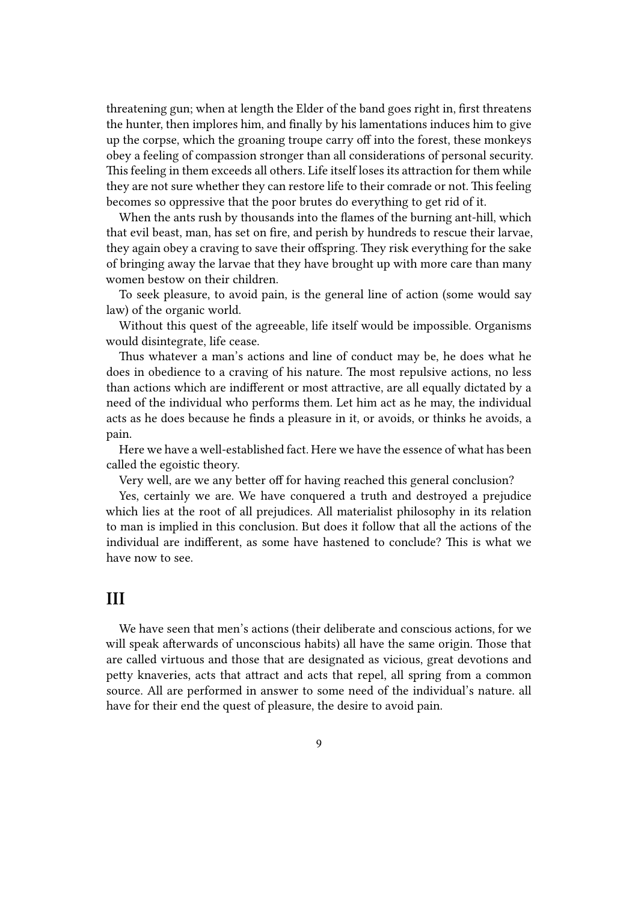threatening gun; when at length the Elder of the band goes right in, first threatens the hunter, then implores him, and finally by his lamentations induces him to give up the corpse, which the groaning troupe carry off into the forest, these monkeys obey a feeling of compassion stronger than all considerations of personal security. This feeling in them exceeds all others. Life itself loses its attraction for them while they are not sure whether they can restore life to their comrade or not. This feeling becomes so oppressive that the poor brutes do everything to get rid of it.

When the ants rush by thousands into the flames of the burning ant-hill, which that evil beast, man, has set on fire, and perish by hundreds to rescue their larvae, they again obey a craving to save their offspring. They risk everything for the sake of bringing away the larvae that they have brought up with more care than many women bestow on their children.

To seek pleasure, to avoid pain, is the general line of action (some would say law) of the organic world.

Without this quest of the agreeable, life itself would be impossible. Organisms would disintegrate, life cease.

Thus whatever a man's actions and line of conduct may be, he does what he does in obedience to a craving of his nature. The most repulsive actions, no less than actions which are indifferent or most attractive, are all equally dictated by a need of the individual who performs them. Let him act as he may, the individual acts as he does because he finds a pleasure in it, or avoids, or thinks he avoids, a pain.

Here we have a well-established fact. Here we have the essence of what has been called the egoistic theory.

Very well, are we any better off for having reached this general conclusion?

Yes, certainly we are. We have conquered a truth and destroyed a prejudice which lies at the root of all prejudices. All materialist philosophy in its relation to man is implied in this conclusion. But does it follow that all the actions of the individual are indifferent, as some have hastened to conclude? This is what we have now to see.

## III

We have seen that men's actions (their deliberate and conscious actions, for we will speak afterwards of unconscious habits) all have the same origin. Those that are called virtuous and those that are designated as vicious, great devotions and petty knaveries, acts that attract and acts that repel, all spring from a common source. All are performed in answer to some need of the individual's nature. all have for their end the quest of pleasure, the desire to avoid pain.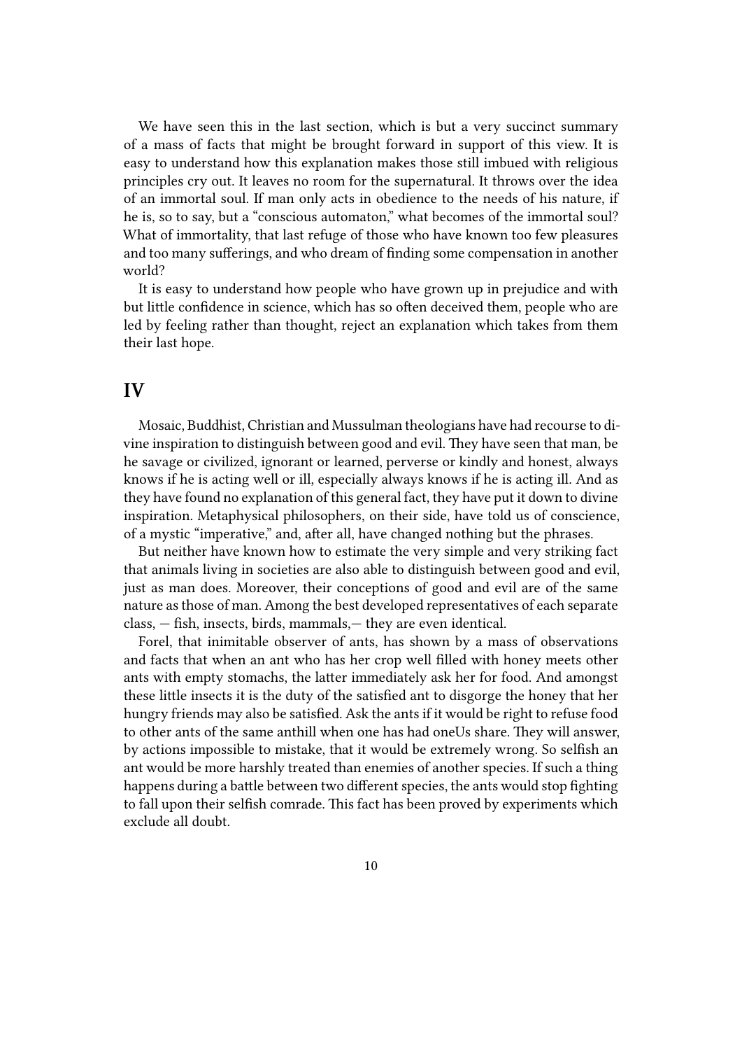We have seen this in the last section, which is but a very succinct summary of a mass of facts that might be brought forward in support of this view. It is easy to understand how this explanation makes those still imbued with religious principles cry out. It leaves no room for the supernatural. It throws over the idea of an immortal soul. If man only acts in obedience to the needs of his nature, if he is, so to say, but a "conscious automaton," what becomes of the immortal soul? What of immortality, that last refuge of those who have known too few pleasures and too many sufferings, and who dream of finding some compensation in another world?

It is easy to understand how people who have grown up in prejudice and with but little confidence in science, which has so often deceived them, people who are led by feeling rather than thought, reject an explanation which takes from them their last hope.

## IV

Mosaic, Buddhist, Christian and Mussulman theologians have had recourse to divine inspiration to distinguish between good and evil. They have seen that man, be he savage or civilized, ignorant or learned, perverse or kindly and honest, always knows if he is acting well or ill, especially always knows if he is acting ill. And as they have found no explanation of this general fact, they have put it down to divine inspiration. Metaphysical philosophers, on their side, have told us of conscience, of a mystic "imperative," and, after all, have changed nothing but the phrases.

But neither have known how to estimate the very simple and very striking fact that animals living in societies are also able to distinguish between good and evil, just as man does. Moreover, their conceptions of good and evil are of the same nature as those of man. Among the best developed representatives of each separate class, — fish, insects, birds, mammals,— they are even identical.

Forel, that inimitable observer of ants, has shown by a mass of observations and facts that when an ant who has her crop well filled with honey meets other ants with empty stomachs, the latter immediately ask her for food. And amongst these little insects it is the duty of the satisfied ant to disgorge the honey that her hungry friends may also be satisfied. Ask the ants if it would be right to refuse food to other ants of the same anthill when one has had oneUs share. They will answer, by actions impossible to mistake, that it would be extremely wrong. So selfish an ant would be more harshly treated than enemies of another species. If such a thing happens during a battle between two different species, the ants would stop fighting to fall upon their selfish comrade. This fact has been proved by experiments which exclude all doubt.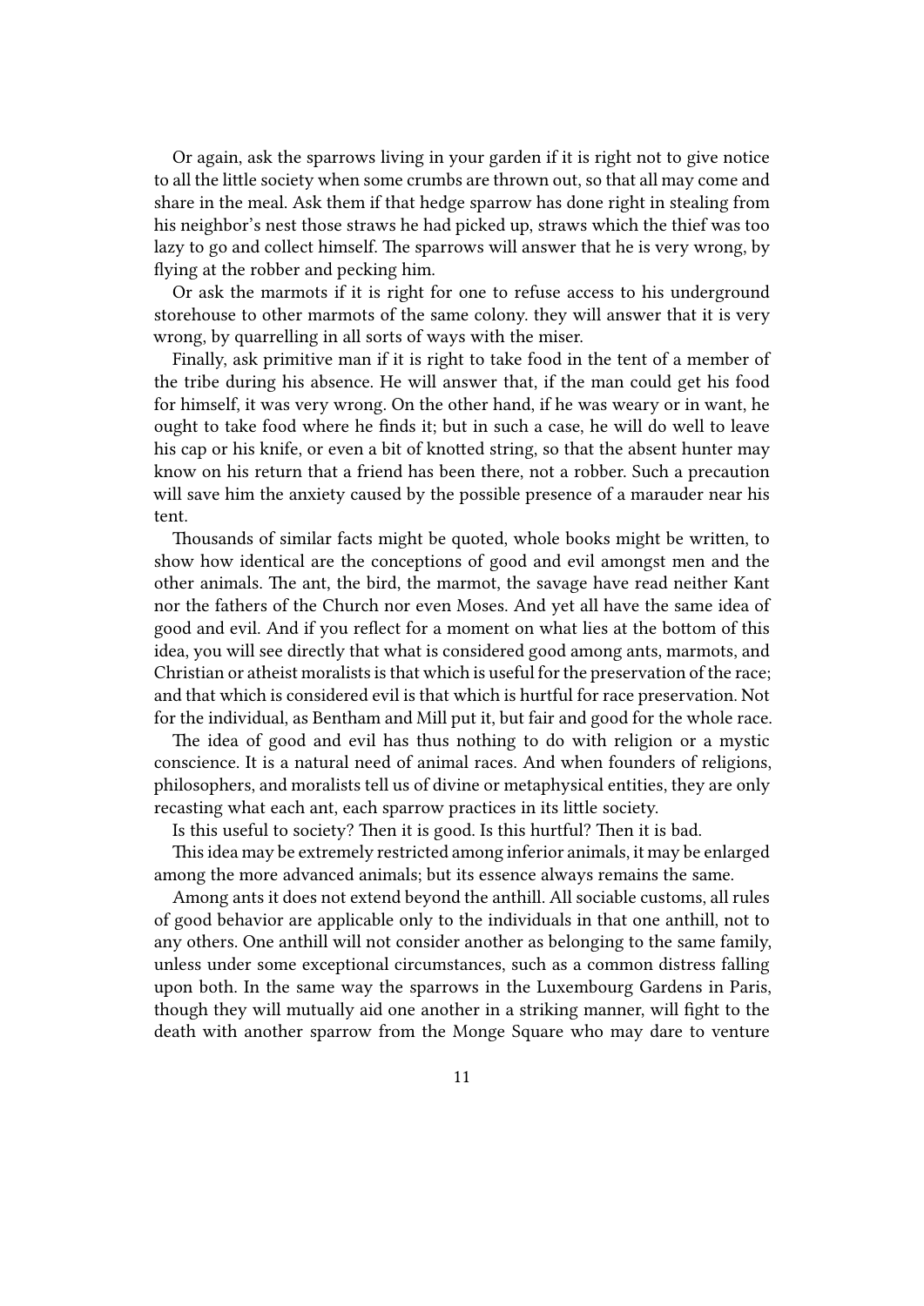Or again, ask the sparrows living in your garden if it is right not to give notice to all the little society when some crumbs are thrown out, so that all may come and share in the meal. Ask them if that hedge sparrow has done right in stealing from his neighbor's nest those straws he had picked up, straws which the thief was too lazy to go and collect himself. The sparrows will answer that he is very wrong, by flying at the robber and pecking him.

Or ask the marmots if it is right for one to refuse access to his underground storehouse to other marmots of the same colony. they will answer that it is very wrong, by quarrelling in all sorts of ways with the miser.

Finally, ask primitive man if it is right to take food in the tent of a member of the tribe during his absence. He will answer that, if the man could get his food for himself, it was very wrong. On the other hand, if he was weary or in want, he ought to take food where he finds it; but in such a case, he will do well to leave his cap or his knife, or even a bit of knotted string, so that the absent hunter may know on his return that a friend has been there, not a robber. Such a precaution will save him the anxiety caused by the possible presence of a marauder near his tent.

Thousands of similar facts might be quoted, whole books might be written, to show how identical are the conceptions of good and evil amongst men and the other animals. The ant, the bird, the marmot, the savage have read neither Kant nor the fathers of the Church nor even Moses. And yet all have the same idea of good and evil. And if you reflect for a moment on what lies at the bottom of this idea, you will see directly that what is considered good among ants, marmots, and Christian or atheist moralists is that which is useful for the preservation of the race; and that which is considered evil is that which is hurtful for race preservation. Not for the individual, as Bentham and Mill put it, but fair and good for the whole race.

The idea of good and evil has thus nothing to do with religion or a mystic conscience. It is a natural need of animal races. And when founders of religions, philosophers, and moralists tell us of divine or metaphysical entities, they are only recasting what each ant, each sparrow practices in its little society.

Is this useful to society? Then it is good. Is this hurtful? Then it is bad.

This idea may be extremely restricted among inferior animals, it may be enlarged among the more advanced animals; but its essence always remains the same.

Among ants it does not extend beyond the anthill. All sociable customs, all rules of good behavior are applicable only to the individuals in that one anthill, not to any others. One anthill will not consider another as belonging to the same family, unless under some exceptional circumstances, such as a common distress falling upon both. In the same way the sparrows in the Luxembourg Gardens in Paris, though they will mutually aid one another in a striking manner, will fight to the death with another sparrow from the Monge Square who may dare to venture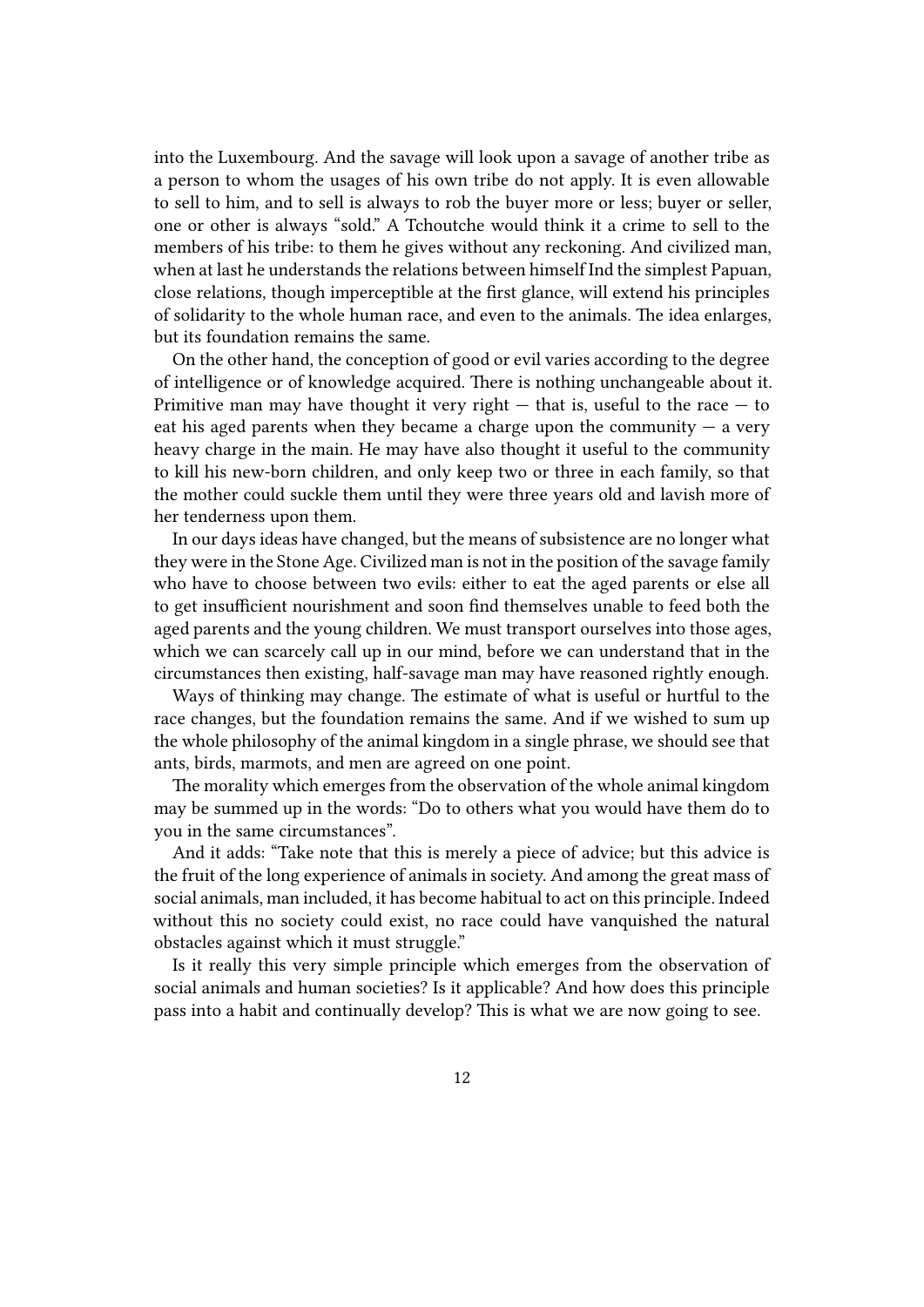into the Luxembourg. And the savage will look upon a savage of another tribe as a person to whom the usages of his own tribe do not apply. It is even allowable to sell to him, and to sell is always to rob the buyer more or less; buyer or seller, one or other is always "sold." A Tchoutche would think it a crime to sell to the members of his tribe: to them he gives without any reckoning. And civilized man, when at last he understands the relations between himself Ind the simplest Papuan, close relations, though imperceptible at the first glance, will extend his principles of solidarity to the whole human race, and even to the animals. The idea enlarges, but its foundation remains the same.

On the other hand, the conception of good or evil varies according to the degree of intelligence or of knowledge acquired. There is nothing unchangeable about it. Primitive man may have thought it very right — that is, useful to the race — to eat his aged parents when they became a charge upon the community — a very heavy charge in the main. He may have also thought it useful to the community to kill his new-born children, and only keep two or three in each family, so that the mother could suckle them until they were three years old and lavish more of her tenderness upon them.

In our days ideas have changed, but the means of subsistence are no longer what they were in the Stone Age. Civilized man is not in the position of the savage family who have to choose between two evils: either to eat the aged parents or else all to get insufficient nourishment and soon find themselves unable to feed both the aged parents and the young children. We must transport ourselves into those ages, which we can scarcely call up in our mind, before we can understand that in the circumstances then existing, half-savage man may have reasoned rightly enough.

Ways of thinking may change. The estimate of what is useful or hurtful to the race changes, but the foundation remains the same. And if we wished to sum up the whole philosophy of the animal kingdom in a single phrase, we should see that ants, birds, marmots, and men are agreed on one point.

The morality which emerges from the observation of the whole animal kingdom may be summed up in the words: "Do to others what you would have them do to you in the same circumstances".

And it adds: "Take note that this is merely a piece of advice; but this advice is the fruit of the long experience of animals in society. And among the great mass of social animals, man included, it has become habitual to act on this principle. Indeed without this no society could exist, no race could have vanquished the natural obstacles against which it must struggle."

Is it really this very simple principle which emerges from the observation of social animals and human societies? Is it applicable? And how does this principle pass into a habit and continually develop? This is what we are now going to see.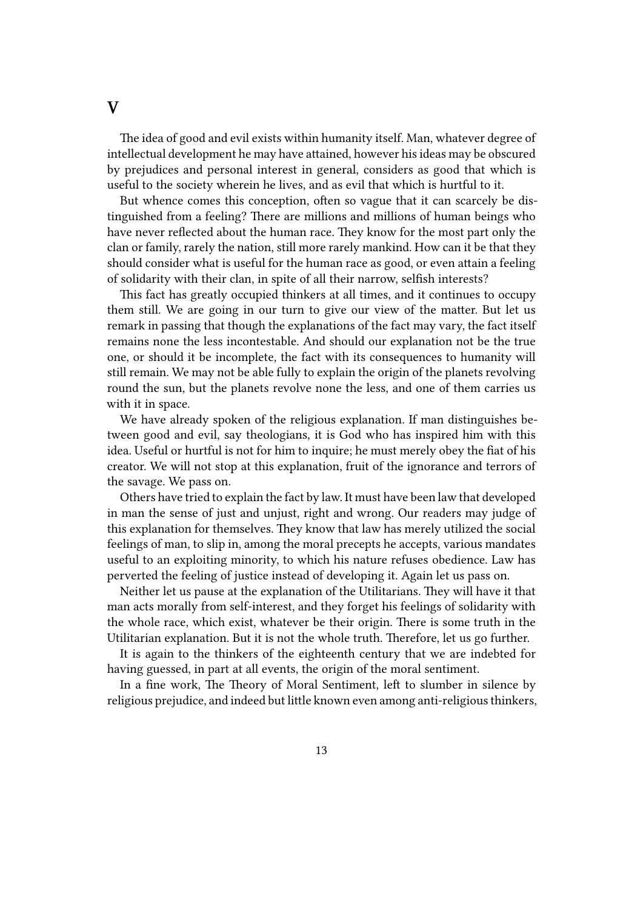## V

The idea of good and evil exists within humanity itself. Man, whatever degree of intellectual development he may have attained, however his ideas may be obscured by prejudices and personal interest in general, considers as good that which is useful to the society wherein he lives, and as evil that which is hurtful to it.

But whence comes this conception, often so vague that it can scarcely be distinguished from a feeling? There are millions and millions of human beings who have never reflected about the human race. They know for the most part only the clan or family, rarely the nation, still more rarely mankind. How can it be that they should consider what is useful for the human race as good, or even attain a feeling of solidarity with their clan, in spite of all their narrow, selfish interests?

This fact has greatly occupied thinkers at all times, and it continues to occupy them still. We are going in our turn to give our view of the matter. But let us remark in passing that though the explanations of the fact may vary, the fact itself remains none the less incontestable. And should our explanation not be the true one, or should it be incomplete, the fact with its consequences to humanity will still remain. We may not be able fully to explain the origin of the planets revolving round the sun, but the planets revolve none the less, and one of them carries us with it in space.

We have already spoken of the religious explanation. If man distinguishes between good and evil, say theologians, it is God who has inspired him with this idea. Useful or hurtful is not for him to inquire; he must merely obey the fiat of his creator. We will not stop at this explanation, fruit of the ignorance and terrors of the savage. We pass on.

Others have tried to explain the fact by law. It must have been law that developed in man the sense of just and unjust, right and wrong. Our readers may judge of this explanation for themselves. They know that law has merely utilized the social feelings of man, to slip in, among the moral precepts he accepts, various mandates useful to an exploiting minority, to which his nature refuses obedience. Law has perverted the feeling of justice instead of developing it. Again let us pass on.

Neither let us pause at the explanation of the Utilitarians. They will have it that man acts morally from self-interest, and they forget his feelings of solidarity with the whole race, which exist, whatever be their origin. There is some truth in the Utilitarian explanation. But it is not the whole truth. Therefore, let us go further.

It is again to the thinkers of the eighteenth century that we are indebted for having guessed, in part at all events, the origin of the moral sentiment.

In a fine work, The Theory of Moral Sentiment, left to slumber in silence by religious prejudice, and indeed but little known even among anti-religious thinkers,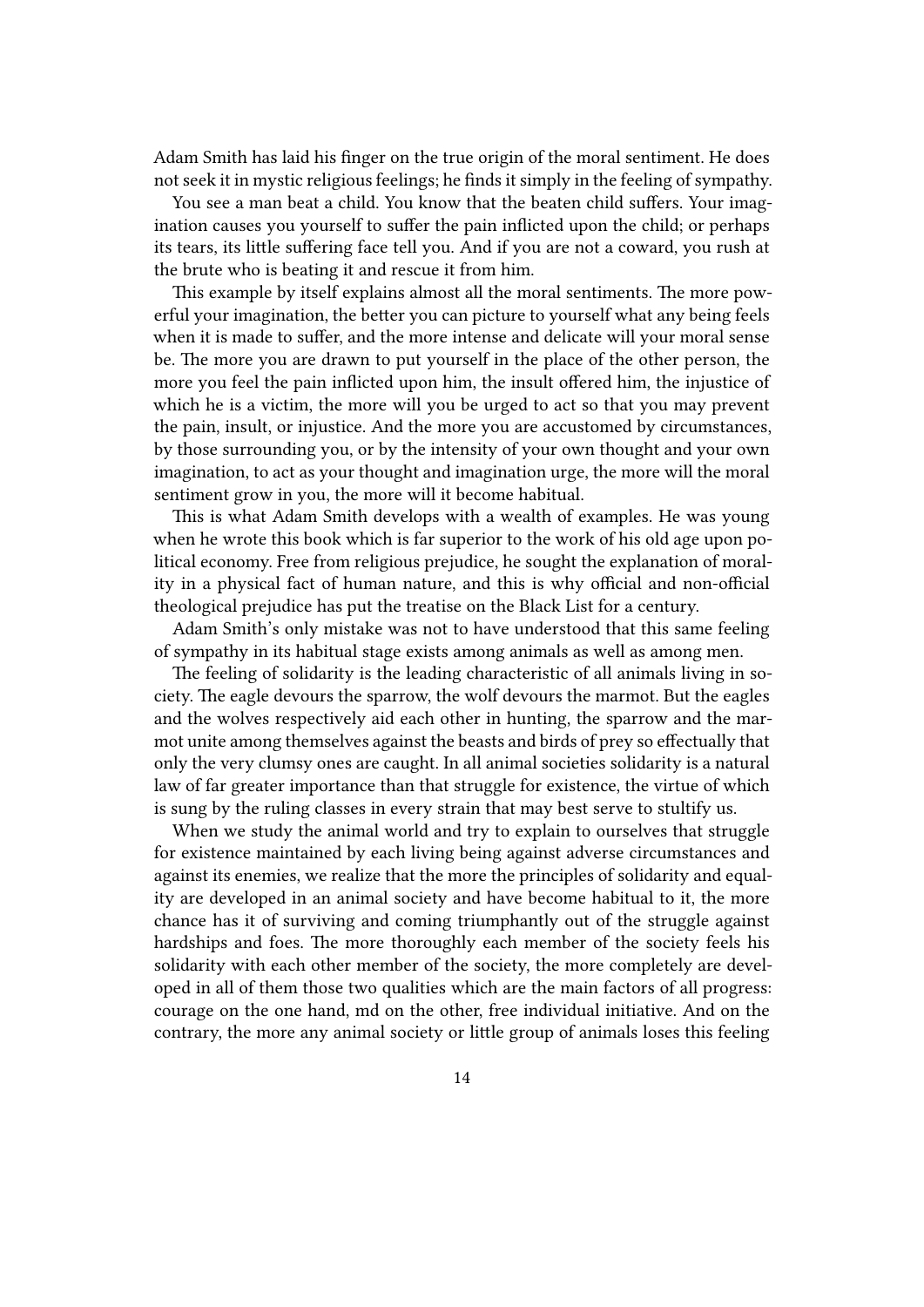Adam Smith has laid his finger on the true origin of the moral sentiment. He does not seek it in mystic religious feelings; he finds it simply in the feeling of sympathy.

You see a man beat a child. You know that the beaten child suffers. Your imagination causes you yourself to suffer the pain inflicted upon the child; or perhaps its tears, its little suffering face tell you. And if you are not a coward, you rush at the brute who is beating it and rescue it from him.

This example by itself explains almost all the moral sentiments. The more powerful your imagination, the better you can picture to yourself what any being feels when it is made to suffer, and the more intense and delicate will your moral sense be. The more you are drawn to put yourself in the place of the other person, the more you feel the pain inflicted upon him, the insult offered him, the injustice of which he is a victim, the more will you be urged to act so that you may prevent the pain, insult, or injustice. And the more you are accustomed by circumstances, by those surrounding you, or by the intensity of your own thought and your own imagination, to act as your thought and imagination urge, the more will the moral sentiment grow in you, the more will it become habitual.

This is what Adam Smith develops with a wealth of examples. He was young when he wrote this book which is far superior to the work of his old age upon political economy. Free from religious prejudice, he sought the explanation of morality in a physical fact of human nature, and this is why official and non-official theological prejudice has put the treatise on the Black List for a century.

Adam Smith's only mistake was not to have understood that this same feeling of sympathy in its habitual stage exists among animals as well as among men.

The feeling of solidarity is the leading characteristic of all animals living in society. The eagle devours the sparrow, the wolf devours the marmot. But the eagles and the wolves respectively aid each other in hunting, the sparrow and the marmot unite among themselves against the beasts and birds of prey so effectually that only the very clumsy ones are caught. In all animal societies solidarity is a natural law of far greater importance than that struggle for existence, the virtue of which is sung by the ruling classes in every strain that may best serve to stultify us.

When we study the animal world and try to explain to ourselves that struggle for existence maintained by each living being against adverse circumstances and against its enemies, we realize that the more the principles of solidarity and equality are developed in an animal society and have become habitual to it, the more chance has it of surviving and coming triumphantly out of the struggle against hardships and foes. The more thoroughly each member of the society feels his solidarity with each other member of the society, the more completely are developed in all of them those two qualities which are the main factors of all progress: courage on the one hand, md on the other, free individual initiative. And on the contrary, the more any animal society or little group of animals loses this feeling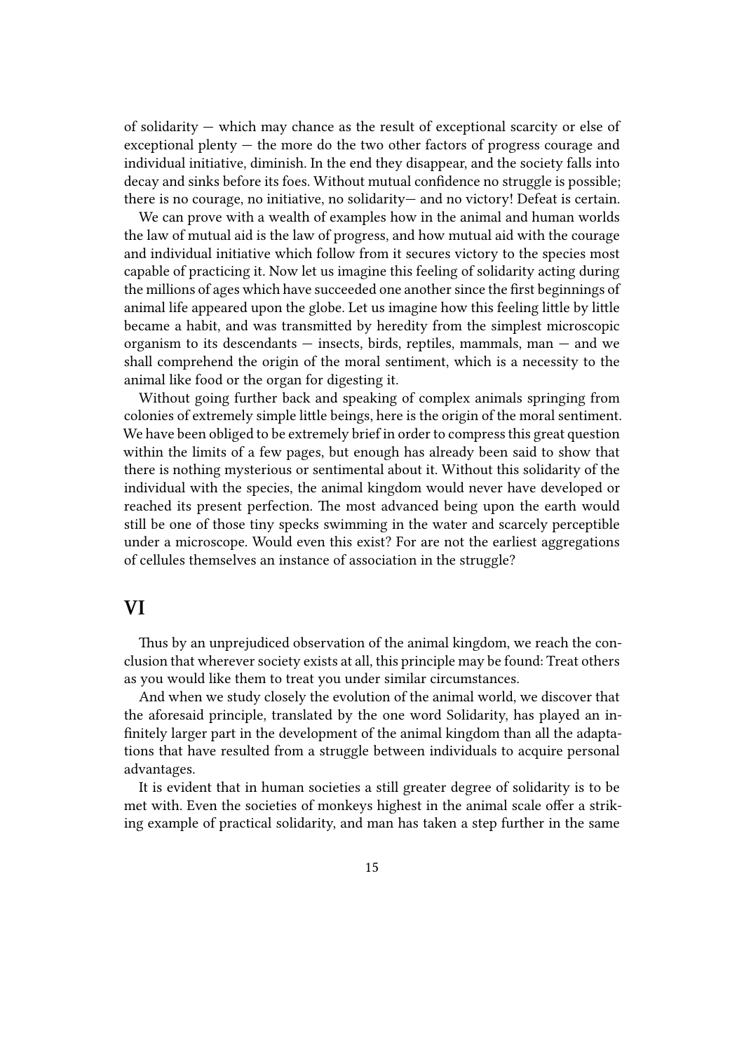of solidarity — which may chance as the result of exceptional scarcity or else of exceptional plenty — the more do the two other factors of progress courage and individual initiative, diminish. In the end they disappear, and the society falls into decay and sinks before its foes. Without mutual confidence no struggle is possible; there is no courage, no initiative, no solidarity— and no victory! Defeat is certain.

We can prove with a wealth of examples how in the animal and human worlds the law of mutual aid is the law of progress, and how mutual aid with the courage and individual initiative which follow from it secures victory to the species most capable of practicing it. Now let us imagine this feeling of solidarity acting during the millions of ages which have succeeded one another since the first beginnings of animal life appeared upon the globe. Let us imagine how this feeling little by little became a habit, and was transmitted by heredity from the simplest microscopic organism to its descendants — insects, birds, reptiles, mammals, man — and we shall comprehend the origin of the moral sentiment, which is a necessity to the animal like food or the organ for digesting it.

Without going further back and speaking of complex animals springing from colonies of extremely simple little beings, here is the origin of the moral sentiment. We have been obliged to be extremely brief in order to compress this great question within the limits of a few pages, but enough has already been said to show that there is nothing mysterious or sentimental about it. Without this solidarity of the individual with the species, the animal kingdom would never have developed or reached its present perfection. The most advanced being upon the earth would still be one of those tiny specks swimming in the water and scarcely perceptible under a microscope. Would even this exist? For are not the earliest aggregations of cellules themselves an instance of association in the struggle?

## VI

Thus by an unprejudiced observation of the animal kingdom, we reach the conclusion that wherever society exists at all, this principle may be found: Treat others as you would like them to treat you under similar circumstances.

And when we study closely the evolution of the animal world, we discover that the aforesaid principle, translated by the one word Solidarity, has played an infinitely larger part in the development of the animal kingdom than all the adaptations that have resulted from a struggle between individuals to acquire personal advantages.

It is evident that in human societies a still greater degree of solidarity is to be met with. Even the societies of monkeys highest in the animal scale offer a striking example of practical solidarity, and man has taken a step further in the same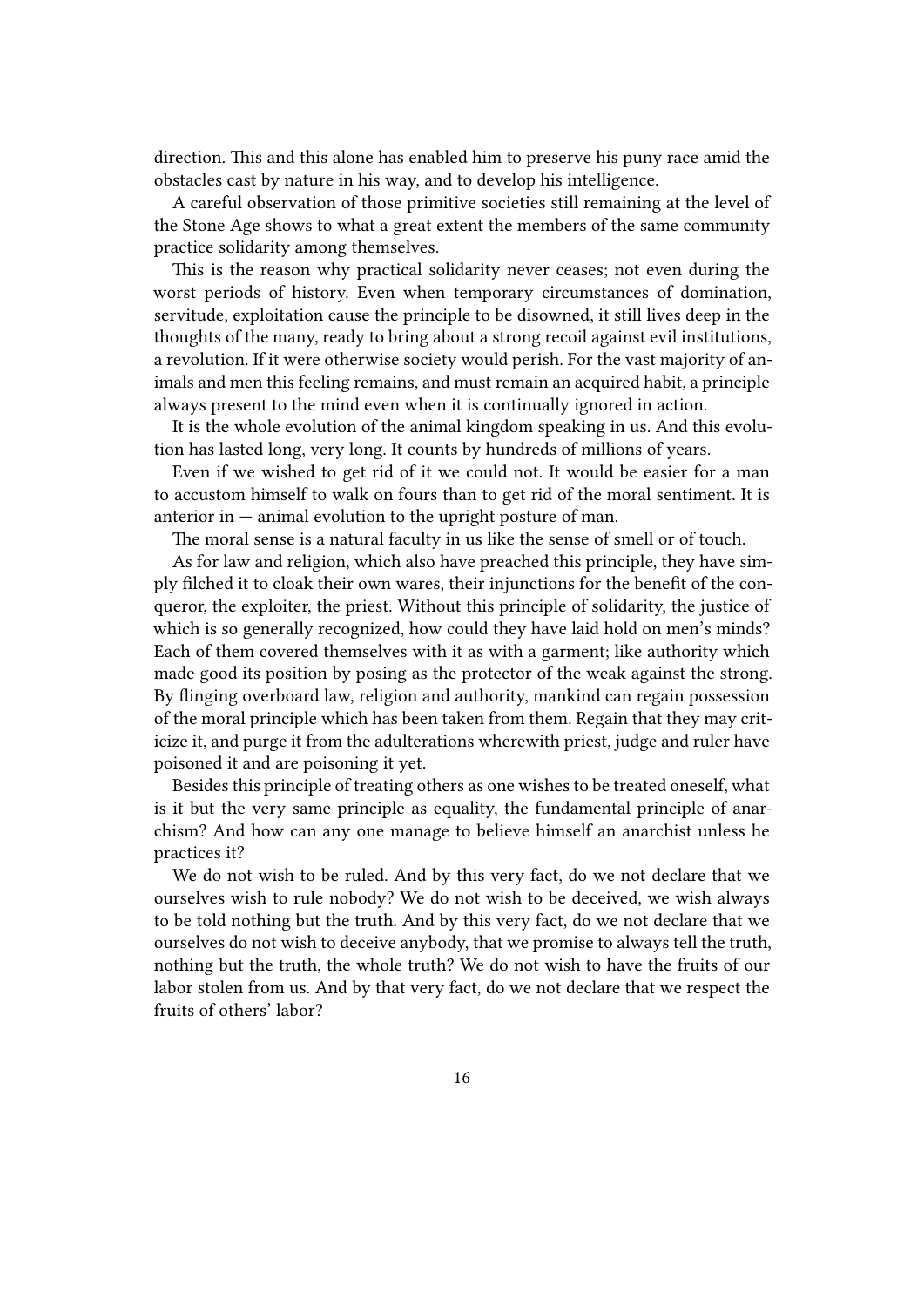direction. This and this alone has enabled him to preserve his puny race amid the obstacles cast by nature in his way, and to develop his intelligence.

A careful observation of those primitive societies still remaining at the level of the Stone Age shows to what a great extent the members of the same community practice solidarity among themselves.

This is the reason why practical solidarity never ceases; not even during the worst periods of history. Even when temporary circumstances of domination, servitude, exploitation cause the principle to be disowned, it still lives deep in the thoughts of the many, ready to bring about a strong recoil against evil institutions, a revolution. If it were otherwise society would perish. For the vast majority of animals and men this feeling remains, and must remain an acquired habit, a principle always present to the mind even when it is continually ignored in action.

It is the whole evolution of the animal kingdom speaking in us. And this evolution has lasted long, very long. It counts by hundreds of millions of years.

Even if we wished to get rid of it we could not. It would be easier for a man to accustom himself to walk on fours than to get rid of the moral sentiment. It is anterior in — animal evolution to the upright posture of man.

The moral sense is a natural faculty in us like the sense of smell or of touch.

As for law and religion, which also have preached this principle, they have simply filched it to cloak their own wares, their injunctions for the benefit of the conqueror, the exploiter, the priest. Without this principle of solidarity, the justice of which is so generally recognized, how could they have laid hold on men's minds? Each of them covered themselves with it as with a garment; like authority which made good its position by posing as the protector of the weak against the strong. By flinging overboard law, religion and authority, mankind can regain possession of the moral principle which has been taken from them. Regain that they may criticize it, and purge it from the adulterations wherewith priest, judge and ruler have poisoned it and are poisoning it yet.

Besides this principle of treating others as one wishes to be treated oneself, what is it but the very same principle as equality, the fundamental principle of anarchism? And how can any one manage to believe himself an anarchist unless he practices it?

We do not wish to be ruled. And by this very fact, do we not declare that we ourselves wish to rule nobody? We do not wish to be deceived, we wish always to be told nothing but the truth. And by this very fact, do we not declare that we ourselves do not wish to deceive anybody, that we promise to always tell the truth, nothing but the truth, the whole truth? We do not wish to have the fruits of our labor stolen from us. And by that very fact, do we not declare that we respect the fruits of others' labor?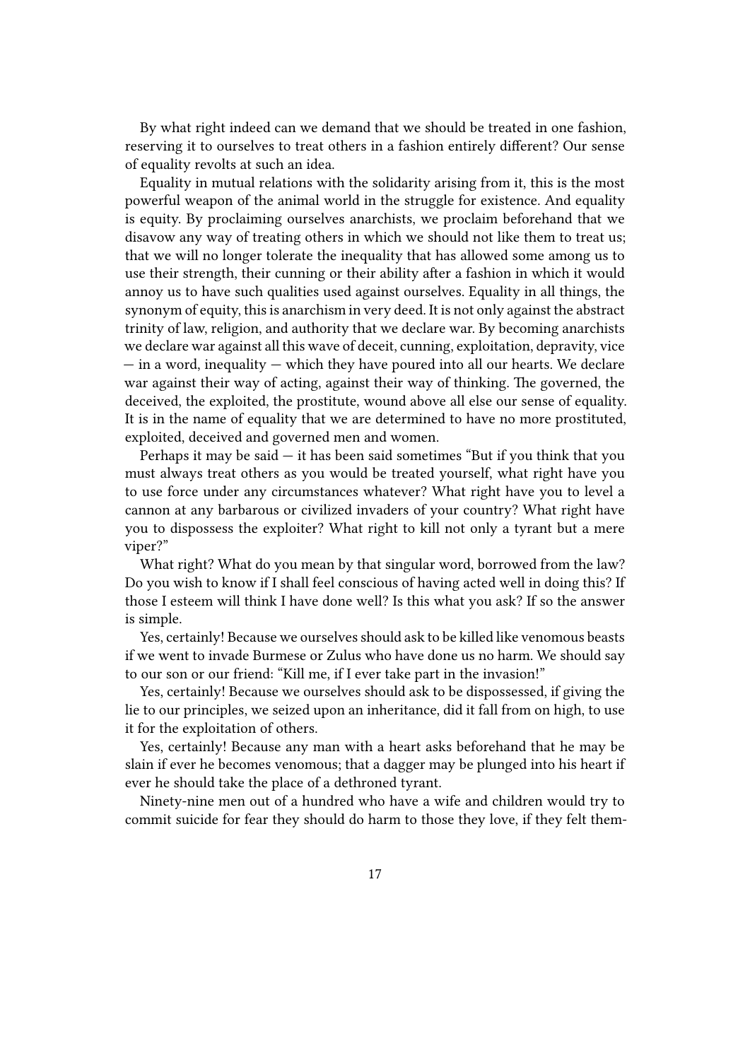By what right indeed can we demand that we should be treated in one fashion, reserving it to ourselves to treat others in a fashion entirely different? Our sense of equality revolts at such an idea.

Equality in mutual relations with the solidarity arising from it, this is the most powerful weapon of the animal world in the struggle for existence. And equality is equity. By proclaiming ourselves anarchists, we proclaim beforehand that we disavow any way of treating others in which we should not like them to treat us; that we will no longer tolerate the inequality that has allowed some among us to use their strength, their cunning or their ability after a fashion in which it would annoy us to have such qualities used against ourselves. Equality in all things, the synonym of equity, this is anarchism in very deed. It is not only against the abstract trinity of law, religion, and authority that we declare war. By becoming anarchists we declare war against all this wave of deceit, cunning, exploitation, depravity, vice — in a word, inequality — which they have poured into all our hearts. We declare war against their way of acting, against their way of thinking. The governed, the deceived, the exploited, the prostitute, wound above all else our sense of equality. It is in the name of equality that we are determined to have no more prostituted, exploited, deceived and governed men and women.

Perhaps it may be said — it has been said sometimes "But if you think that you must always treat others as you would be treated yourself, what right have you to use force under any circumstances whatever? What right have you to level a cannon at any barbarous or civilized invaders of your country? What right have you to dispossess the exploiter? What right to kill not only a tyrant but a mere viper?"

What right? What do you mean by that singular word, borrowed from the law? Do you wish to know if I shall feel conscious of having acted well in doing this? If those I esteem will think I have done well? Is this what you ask? If so the answer is simple.

Yes, certainly! Because we ourselves should ask to be killed like venomous beasts if we went to invade Burmese or Zulus who have done us no harm. We should say to our son or our friend: "Kill me, if I ever take part in the invasion!"

Yes, certainly! Because we ourselves should ask to be dispossessed, if giving the lie to our principles, we seized upon an inheritance, did it fall from on high, to use it for the exploitation of others.

Yes, certainly! Because any man with a heart asks beforehand that he may be slain if ever he becomes venomous; that a dagger may be plunged into his heart if ever he should take the place of a dethroned tyrant.

Ninety-nine men out of a hundred who have a wife and children would try to commit suicide for fear they should do harm to those they love, if they felt them-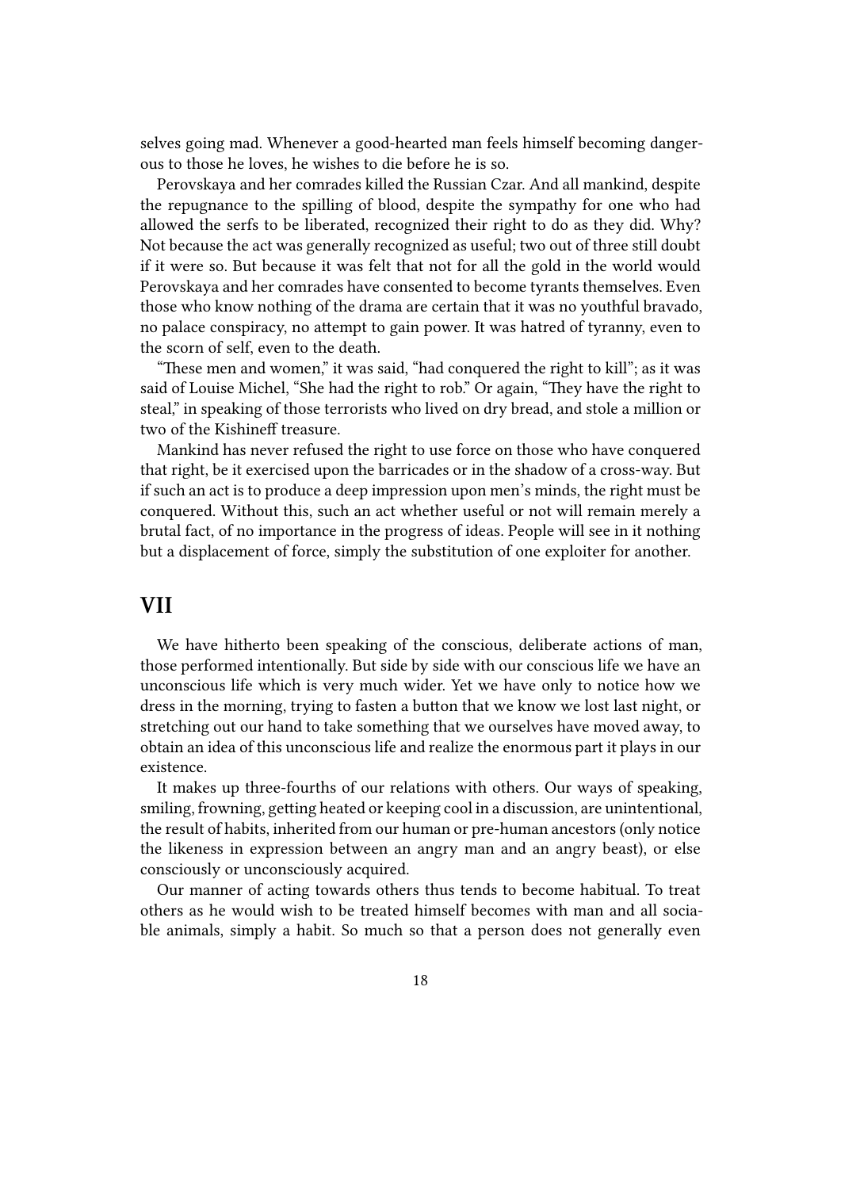selves going mad. Whenever a good-hearted man feels himself becoming dangerous to those he loves, he wishes to die before he is so.

Perovskaya and her comrades killed the Russian Czar. And all mankind, despite the repugnance to the spilling of blood, despite the sympathy for one who had allowed the serfs to be liberated, recognized their right to do as they did. Why? Not because the act was generally recognized as useful; two out of three still doubt if it were so. But because it was felt that not for all the gold in the world would Perovskaya and her comrades have consented to become tyrants themselves. Even those who know nothing of the drama are certain that it was no youthful bravado, no palace conspiracy, no attempt to gain power. It was hatred of tyranny, even to the scorn of self, even to the death.

"These men and women," it was said, "had conquered the right to kill"; as it was said of Louise Michel, "She had the right to rob." Or again, "They have the right to steal," in speaking of those terrorists who lived on dry bread, and stole a million or two of the Kishineff treasure.

Mankind has never refused the right to use force on those who have conquered that right, be it exercised upon the barricades or in the shadow of a cross-way. But if such an act is to produce a deep impression upon men's minds, the right must be conquered. Without this, such an act whether useful or not will remain merely a brutal fact, of no importance in the progress of ideas. People will see in it nothing but a displacement of force, simply the substitution of one exploiter for another.

## VII

We have hitherto been speaking of the conscious, deliberate actions of man, those performed intentionally. But side by side with our conscious life we have an unconscious life which is very much wider. Yet we have only to notice how we dress in the morning, trying to fasten a button that we know we lost last night, or stretching out our hand to take something that we ourselves have moved away, to obtain an idea of this unconscious life and realize the enormous part it plays in our existence.

It makes up three-fourths of our relations with others. Our ways of speaking, smiling, frowning, getting heated or keeping cool in a discussion, are unintentional, the result of habits, inherited from our human or pre-human ancestors (only notice the likeness in expression between an angry man and an angry beast), or else consciously or unconsciously acquired.

Our manner of acting towards others thus tends to become habitual. To treat others as he would wish to be treated himself becomes with man and all sociable animals, simply a habit. So much so that a person does not generally even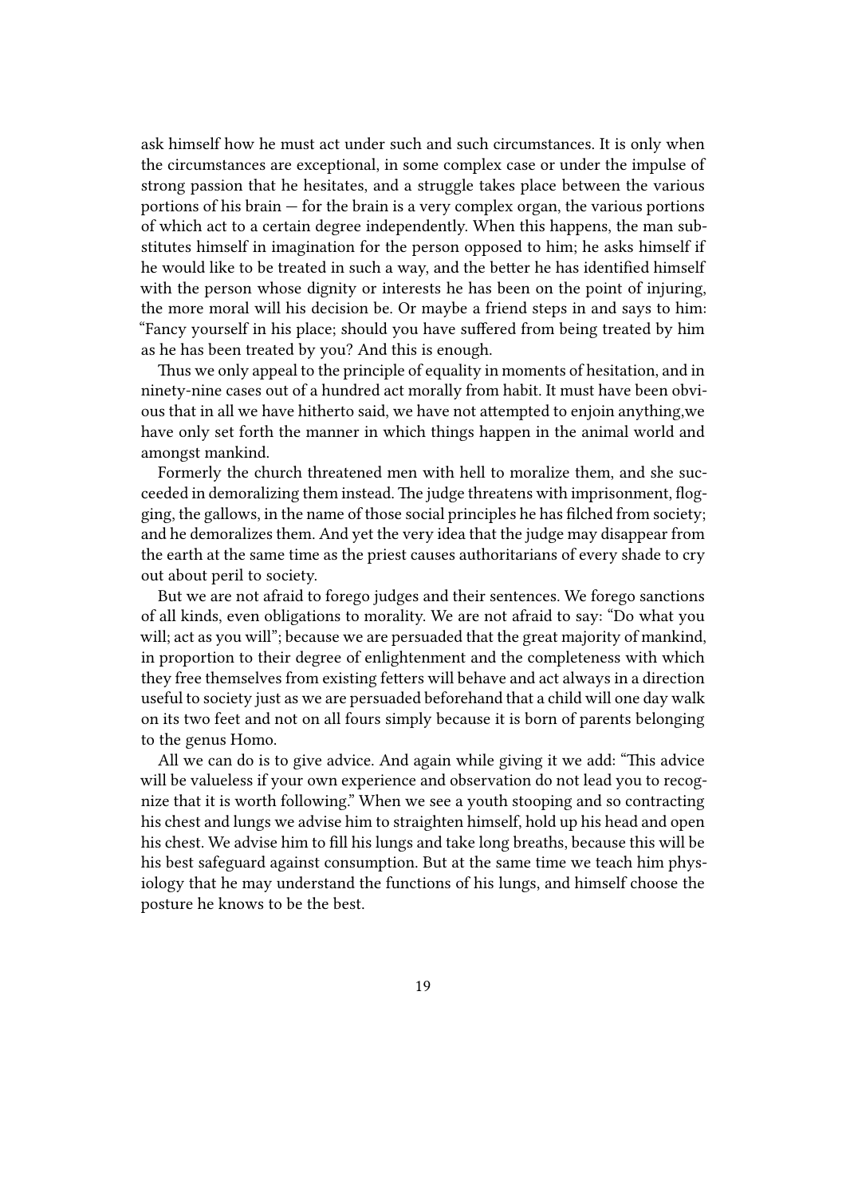ask himself how he must act under such and such circumstances. It is only when the circumstances are exceptional, in some complex case or under the impulse of strong passion that he hesitates, and a struggle takes place between the various portions of his brain — for the brain is a very complex organ, the various portions of which act to a certain degree independently. When this happens, the man substitutes himself in imagination for the person opposed to him; he asks himself if he would like to be treated in such a way, and the better he has identified himself with the person whose dignity or interests he has been on the point of injuring, the more moral will his decision be. Or maybe a friend steps in and says to him: "Fancy yourself in his place; should you have suffered from being treated by him as he has been treated by you? And this is enough.

Thus we only appeal to the principle of equality in moments of hesitation, and in ninety-nine cases out of a hundred act morally from habit. It must have been obvious that in all we have hitherto said, we have not attempted to enjoin anything,we have only set forth the manner in which things happen in the animal world and amongst mankind.

Formerly the church threatened men with hell to moralize them, and she succeeded in demoralizing them instead. The judge threatens with imprisonment, flogging, the gallows, in the name of those social principles he has filched from society; and he demoralizes them. And yet the very idea that the judge may disappear from the earth at the same time as the priest causes authoritarians of every shade to cry out about peril to society.

But we are not afraid to forego judges and their sentences. We forego sanctions of all kinds, even obligations to morality. We are not afraid to say: "Do what you will; act as you will"; because we are persuaded that the great majority of mankind, in proportion to their degree of enlightenment and the completeness with which they free themselves from existing fetters will behave and act always in a direction useful to society just as we are persuaded beforehand that a child will one day walk on its two feet and not on all fours simply because it is born of parents belonging to the genus Homo.

All we can do is to give advice. And again while giving it we add: "This advice will be valueless if your own experience and observation do not lead you to recognize that it is worth following." When we see a youth stooping and so contracting his chest and lungs we advise him to straighten himself, hold up his head and open his chest. We advise him to fill his lungs and take long breaths, because this will be his best safeguard against consumption. But at the same time we teach him physiology that he may understand the functions of his lungs, and himself choose the posture he knows to be the best.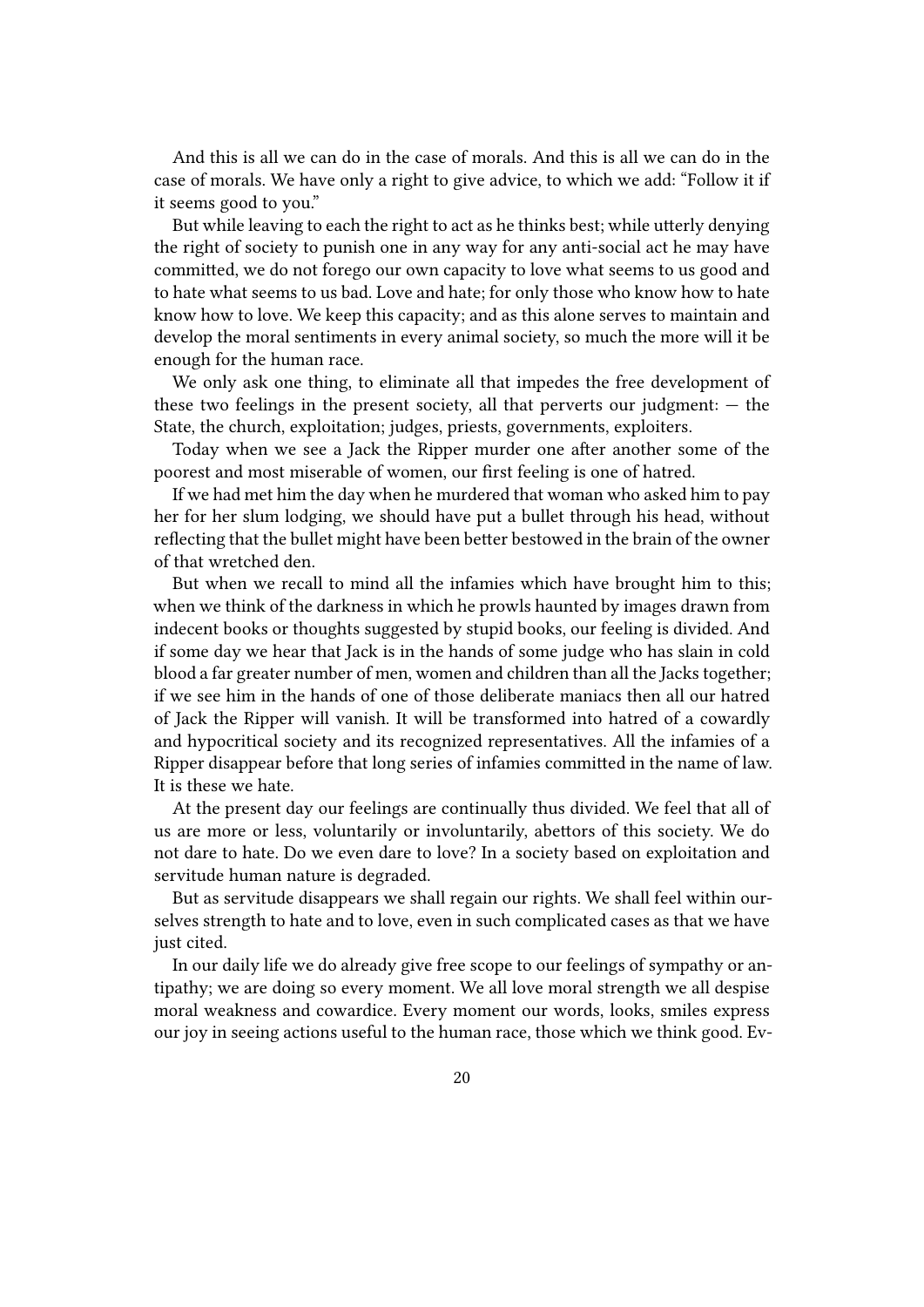And this is all we can do in the case of morals. And this is all we can do in the case of morals. We have only a right to give advice, to which we add: "Follow it if it seems good to you."

But while leaving to each the right to act as he thinks best; while utterly denying the right of society to punish one in any way for any anti-social act he may have committed, we do not forego our own capacity to love what seems to us good and to hate what seems to us bad. Love and hate; for only those who know how to hate know how to love. We keep this capacity; and as this alone serves to maintain and develop the moral sentiments in every animal society, so much the more will it be enough for the human race.

We only ask one thing, to eliminate all that impedes the free development of these two feelings in the present society, all that perverts our judgment: — the State, the church, exploitation; judges, priests, governments, exploiters.

Today when we see a Jack the Ripper murder one after another some of the poorest and most miserable of women, our first feeling is one of hatred.

If we had met him the day when he murdered that woman who asked him to pay her for her slum lodging, we should have put a bullet through his head, without reflecting that the bullet might have been better bestowed in the brain of the owner of that wretched den.

But when we recall to mind all the infamies which have brought him to this; when we think of the darkness in which he prowls haunted by images drawn from indecent books or thoughts suggested by stupid books, our feeling is divided. And if some day we hear that Jack is in the hands of some judge who has slain in cold blood a far greater number of men, women and children than all the Jacks together; if we see him in the hands of one of those deliberate maniacs then all our hatred of Jack the Ripper will vanish. It will be transformed into hatred of a cowardly and hypocritical society and its recognized representatives. All the infamies of a Ripper disappear before that long series of infamies committed in the name of law. It is these we hate.

At the present day our feelings are continually thus divided. We feel that all of us are more or less, voluntarily or involuntarily, abettors of this society. We do not dare to hate. Do we even dare to love? In a society based on exploitation and servitude human nature is degraded.

But as servitude disappears we shall regain our rights. We shall feel within ourselves strength to hate and to love, even in such complicated cases as that we have just cited.

In our daily life we do already give free scope to our feelings of sympathy or antipathy; we are doing so every moment. We all love moral strength we all despise moral weakness and cowardice. Every moment our words, looks, smiles express our joy in seeing actions useful to the human race, those which we think good. Ev-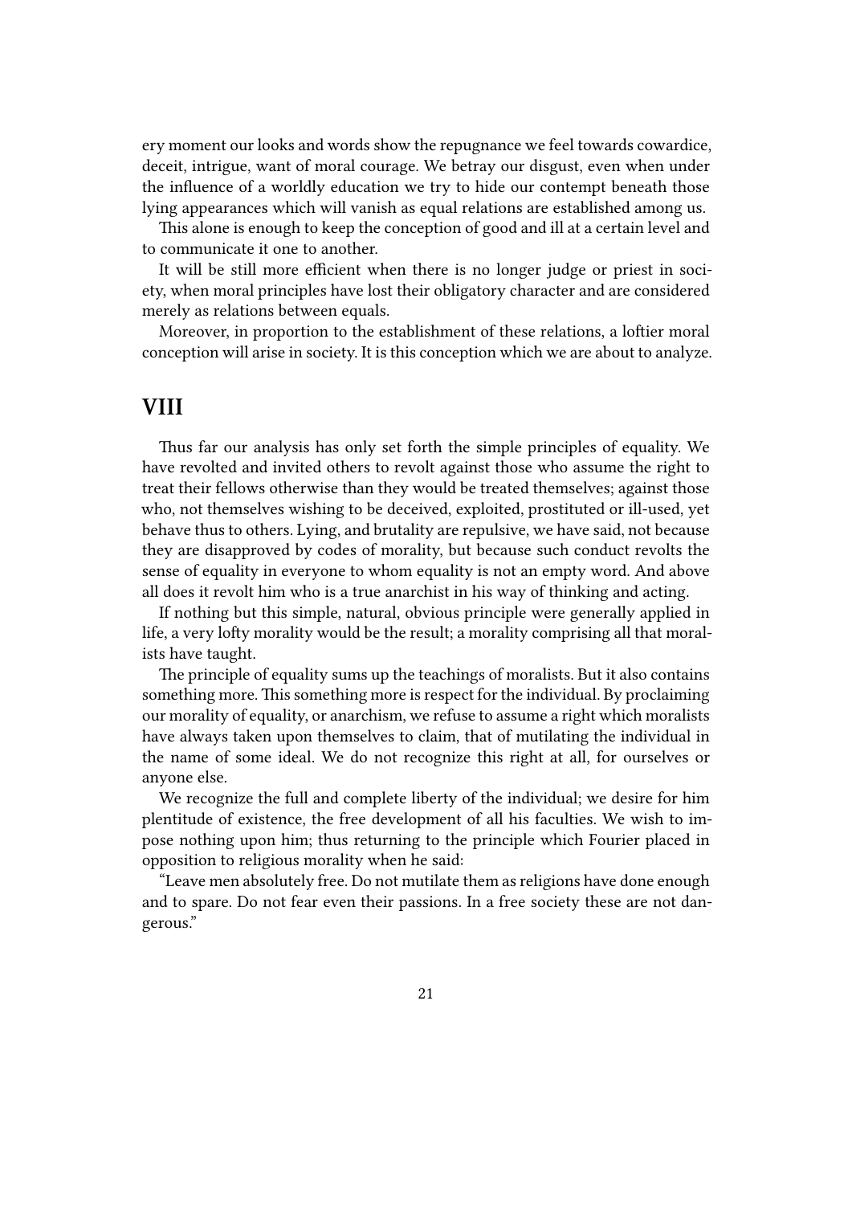ery moment our looks and words show the repugnance we feel towards cowardice, deceit, intrigue, want of moral courage. We betray our disgust, even when under the influence of a worldly education we try to hide our contempt beneath those lying appearances which will vanish as equal relations are established among us.

This alone is enough to keep the conception of good and ill at a certain level and to communicate it one to another.

It will be still more efficient when there is no longer judge or priest in society, when moral principles have lost their obligatory character and are considered merely as relations between equals.

Moreover, in proportion to the establishment of these relations, a loftier moral conception will arise in society. It is this conception which we are about to analyze.

## VIII

Thus far our analysis has only set forth the simple principles of equality. We have revolted and invited others to revolt against those who assume the right to treat their fellows otherwise than they would be treated themselves; against those who, not themselves wishing to be deceived, exploited, prostituted or ill-used, yet behave thus to others. Lying, and brutality are repulsive, we have said, not because they are disapproved by codes of morality, but because such conduct revolts the sense of equality in everyone to whom equality is not an empty word. And above all does it revolt him who is a true anarchist in his way of thinking and acting.

If nothing but this simple, natural, obvious principle were generally applied in life, a very lofty morality would be the result; a morality comprising all that moralists have taught.

The principle of equality sums up the teachings of moralists. But it also contains something more. This something more is respect for the individual. By proclaiming our morality of equality, or anarchism, we refuse to assume a right which moralists have always taken upon themselves to claim, that of mutilating the individual in the name of some ideal. We do not recognize this right at all, for ourselves or anyone else.

We recognize the full and complete liberty of the individual; we desire for him plentitude of existence, the free development of all his faculties. We wish to impose nothing upon him; thus returning to the principle which Fourier placed in opposition to religious morality when he said:

"Leave men absolutely free. Do not mutilate them as religions have done enough and to spare. Do not fear even their passions. In a free society these are not dangerous."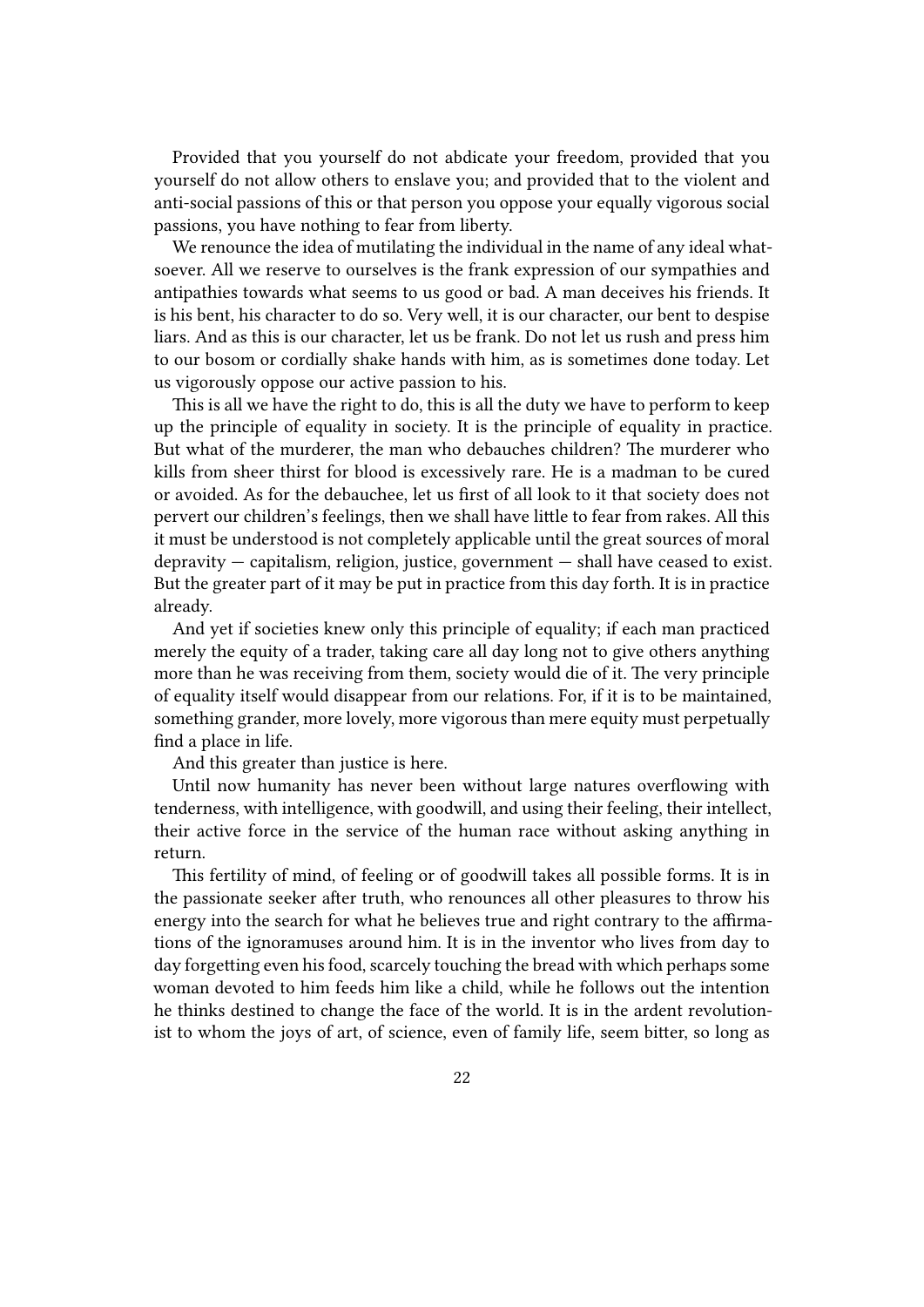Provided that you yourself do not abdicate your freedom, provided that you yourself do not allow others to enslave you; and provided that to the violent and anti-social passions of this or that person you oppose your equally vigorous social passions, you have nothing to fear from liberty.

We renounce the idea of mutilating the individual in the name of any ideal whatsoever. All we reserve to ourselves is the frank expression of our sympathies and antipathies towards what seems to us good or bad. A man deceives his friends. It is his bent, his character to do so. Very well, it is our character, our bent to despise liars. And as this is our character, let us be frank. Do not let us rush and press him to our bosom or cordially shake hands with him, as is sometimes done today. Let us vigorously oppose our active passion to his.

This is all we have the right to do, this is all the duty we have to perform to keep up the principle of equality in society. It is the principle of equality in practice. But what of the murderer, the man who debauches children? The murderer who kills from sheer thirst for blood is excessively rare. He is a madman to be cured or avoided. As for the debauchee, let us first of all look to it that society does not pervert our children's feelings, then we shall have little to fear from rakes. All this it must be understood is not completely applicable until the great sources of moral depravity — capitalism, religion, justice, government — shall have ceased to exist. But the greater part of it may be put in practice from this day forth. It is in practice already.

And yet if societies knew only this principle of equality; if each man practiced merely the equity of a trader, taking care all day long not to give others anything more than he was receiving from them, society would die of it. The very principle of equality itself would disappear from our relations. For, if it is to be maintained, something grander, more lovely, more vigorous than mere equity must perpetually find a place in life.

And this greater than justice is here.

Until now humanity has never been without large natures overflowing with tenderness, with intelligence, with goodwill, and using their feeling, their intellect, their active force in the service of the human race without asking anything in return.

This fertility of mind, of feeling or of goodwill takes all possible forms. It is in the passionate seeker after truth, who renounces all other pleasures to throw his energy into the search for what he believes true and right contrary to the affirmations of the ignoramuses around him. It is in the inventor who lives from day to day forgetting even his food, scarcely touching the bread with which perhaps some woman devoted to him feeds him like a child, while he follows out the intention he thinks destined to change the face of the world. It is in the ardent revolutionist to whom the joys of art, of science, even of family life, seem bitter, so long as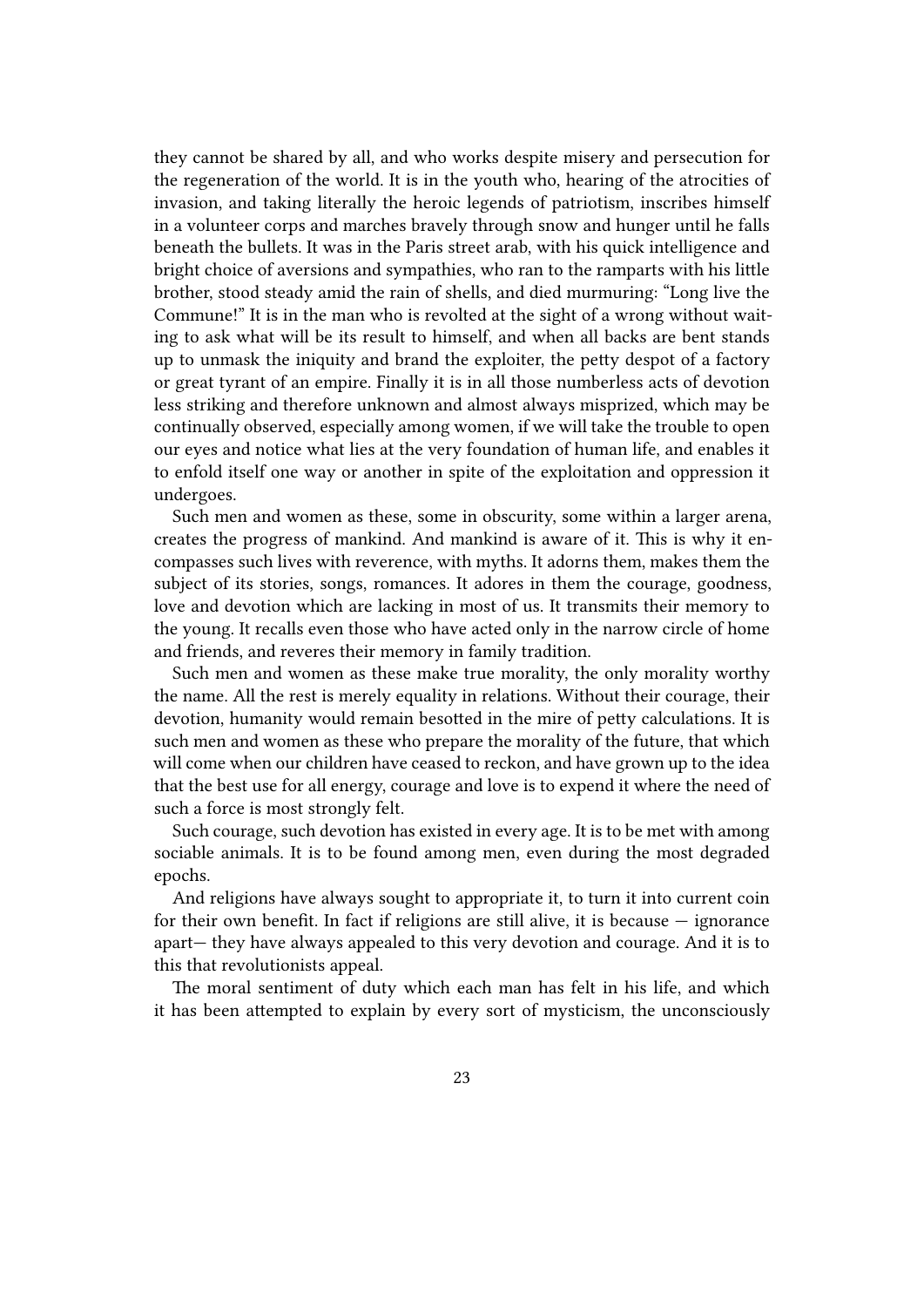they cannot be shared by all, and who works despite misery and persecution for the regeneration of the world. It is in the youth who, hearing of the atrocities of invasion, and taking literally the heroic legends of patriotism, inscribes himself in a volunteer corps and marches bravely through snow and hunger until he falls beneath the bullets. It was in the Paris street arab, with his quick intelligence and bright choice of aversions and sympathies, who ran to the ramparts with his little brother, stood steady amid the rain of shells, and died murmuring: "Long live the Commune!" It is in the man who is revolted at the sight of a wrong without waiting to ask what will be its result to himself, and when all backs are bent stands up to unmask the iniquity and brand the exploiter, the petty despot of a factory or great tyrant of an empire. Finally it is in all those numberless acts of devotion less striking and therefore unknown and almost always misprized, which may be continually observed, especially among women, if we will take the trouble to open our eyes and notice what lies at the very foundation of human life, and enables it to enfold itself one way or another in spite of the exploitation and oppression it undergoes.

Such men and women as these, some in obscurity, some within a larger arena, creates the progress of mankind. And mankind is aware of it. This is why it encompasses such lives with reverence, with myths. It adorns them, makes them the subject of its stories, songs, romances. It adores in them the courage, goodness, love and devotion which are lacking in most of us. It transmits their memory to the young. It recalls even those who have acted only in the narrow circle of home and friends, and reveres their memory in family tradition.

Such men and women as these make true morality, the only morality worthy the name. All the rest is merely equality in relations. Without their courage, their devotion, humanity would remain besotted in the mire of petty calculations. It is such men and women as these who prepare the morality of the future, that which will come when our children have ceased to reckon, and have grown up to the idea that the best use for all energy, courage and love is to expend it where the need of such a force is most strongly felt.

Such courage, such devotion has existed in every age. It is to be met with among sociable animals. It is to be found among men, even during the most degraded epochs.

And religions have always sought to appropriate it, to turn it into current coin for their own benefit. In fact if religions are still alive, it is because — ignorance apart— they have always appealed to this very devotion and courage. And it is to this that revolutionists appeal.

The moral sentiment of duty which each man has felt in his life, and which it has been attempted to explain by every sort of mysticism, the unconsciously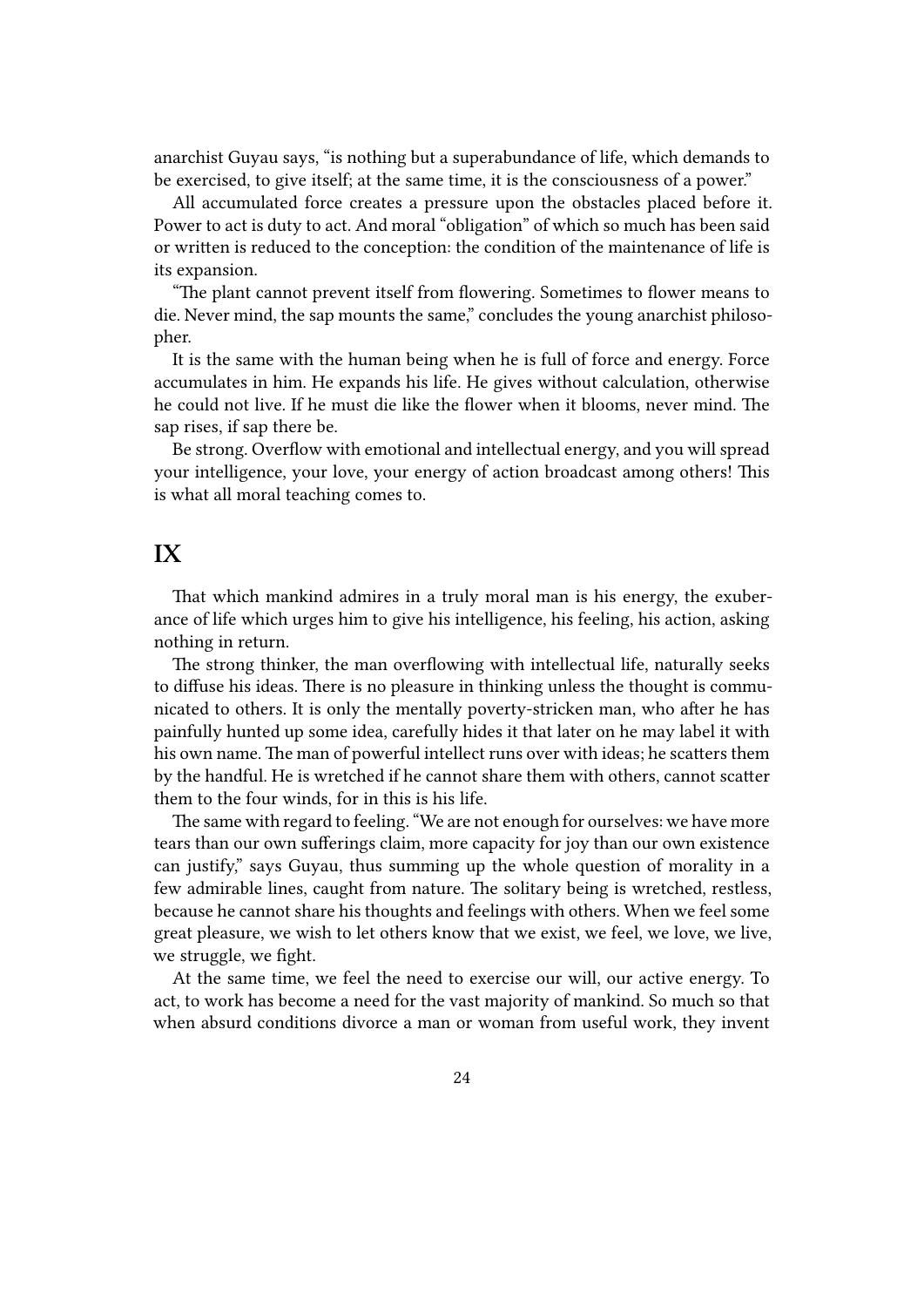anarchist Guyau says, "is nothing but a superabundance of life, which demands to be exercised, to give itself; at the same time, it is the consciousness of a power."

All accumulated force creates a pressure upon the obstacles placed before it. Power to act is duty to act. And moral "obligation" of which so much has been said or written is reduced to the conception: the condition of the maintenance of life is its expansion.

"The plant cannot prevent itself from flowering. Sometimes to flower means to die. Never mind, the sap mounts the same," concludes the young anarchist philosopher.

It is the same with the human being when he is full of force and energy. Force accumulates in him. He expands his life. He gives without calculation, otherwise he could not live. If he must die like the flower when it blooms, never mind. The sap rises, if sap there be.

Be strong. Overflow with emotional and intellectual energy, and you will spread your intelligence, your love, your energy of action broadcast among others! This is what all moral teaching comes to.

## IX

That which mankind admires in a truly moral man is his energy, the exuberance of life which urges him to give his intelligence, his feeling, his action, asking nothing in return.

The strong thinker, the man overflowing with intellectual life, naturally seeks to diffuse his ideas. There is no pleasure in thinking unless the thought is communicated to others. It is only the mentally poverty-stricken man, who after he has painfully hunted up some idea, carefully hides it that later on he may label it with his own name. The man of powerful intellect runs over with ideas; he scatters them by the handful. He is wretched if he cannot share them with others, cannot scatter them to the four winds, for in this is his life.

The same with regard to feeling. "We are not enough for ourselves: we have more tears than our own sufferings claim, more capacity for joy than our own existence can justify," says Guyau, thus summing up the whole question of morality in a few admirable lines, caught from nature. The solitary being is wretched, restless, because he cannot share his thoughts and feelings with others. When we feel some great pleasure, we wish to let others know that we exist, we feel, we love, we live, we struggle, we fight.

At the same time, we feel the need to exercise our will, our active energy. To act, to work has become a need for the vast majority of mankind. So much so that when absurd conditions divorce a man or woman from useful work, they invent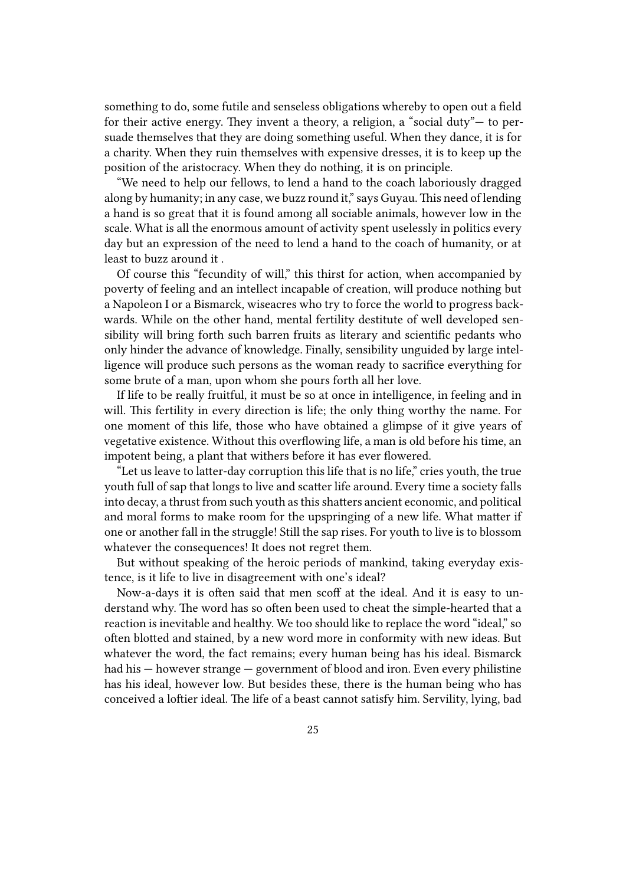something to do, some futile and senseless obligations whereby to open out a field for their active energy. They invent a theory, a religion, a "social duty"— to persuade themselves that they are doing something useful. When they dance, it is for a charity. When they ruin themselves with expensive dresses, it is to keep up the position of the aristocracy. When they do nothing, it is on principle.

"We need to help our fellows, to lend a hand to the coach laboriously dragged along by humanity; in any case, we buzz round it," says Guyau. This need of lending a hand is so great that it is found among all sociable animals, however low in the scale. What is all the enormous amount of activity spent uselessly in politics every day but an expression of the need to lend a hand to the coach of humanity, or at least to buzz around it .

Of course this "fecundity of will," this thirst for action, when accompanied by poverty of feeling and an intellect incapable of creation, will produce nothing but a Napoleon I or a Bismarck, wiseacres who try to force the world to progress backwards. While on the other hand, mental fertility destitute of well developed sensibility will bring forth such barren fruits as literary and scientific pedants who only hinder the advance of knowledge. Finally, sensibility unguided by large intelligence will produce such persons as the woman ready to sacrifice everything for some brute of a man, upon whom she pours forth all her love.

If life to be really fruitful, it must be so at once in intelligence, in feeling and in will. This fertility in every direction is life; the only thing worthy the name. For one moment of this life, those who have obtained a glimpse of it give years of vegetative existence. Without this overflowing life, a man is old before his time, an impotent being, a plant that withers before it has ever flowered.

"Let us leave to latter-day corruption this life that is no life," cries youth, the true youth full of sap that longs to live and scatter life around. Every time a society falls into decay, a thrust from such youth as this shatters ancient economic, and political and moral forms to make room for the upspringing of a new life. What matter if one or another fall in the struggle! Still the sap rises. For youth to live is to blossom whatever the consequences! It does not regret them.

But without speaking of the heroic periods of mankind, taking everyday existence, is it life to live in disagreement with one's ideal?

Now-a-days it is often said that men scoff at the ideal. And it is easy to understand why. The word has so often been used to cheat the simple-hearted that a reaction is inevitable and healthy. We too should like to replace the word "ideal," so often blotted and stained, by a new word more in conformity with new ideas. But whatever the word, the fact remains; every human being has his ideal. Bismarck had his — however strange — government of blood and iron. Even every philistine has his ideal, however low. But besides these, there is the human being who has conceived a loftier ideal. The life of a beast cannot satisfy him. Servility, lying, bad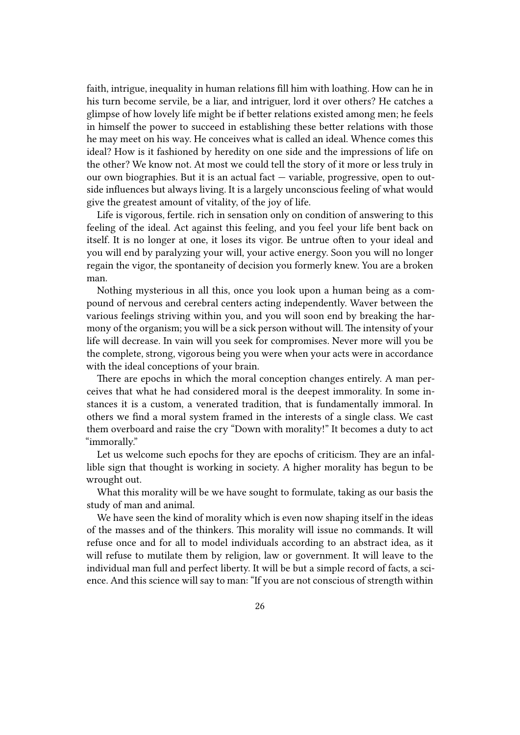faith, intrigue, inequality in human relations fill him with loathing. How can he in his turn become servile, be a liar, and intriguer, lord it over others? He catches a glimpse of how lovely life might be if better relations existed among men; he feels in himself the power to succeed in establishing these better relations with those he may meet on his way. He conceives what is called an ideal. Whence comes this ideal? How is it fashioned by heredity on one side and the impressions of life on the other? We know not. At most we could tell the story of it more or less truly in our own biographies. But it is an actual fact — variable, progressive, open to outside influences but always living. It is a largely unconscious feeling of what would give the greatest amount of vitality, of the joy of life.

Life is vigorous, fertile. rich in sensation only on condition of answering to this feeling of the ideal. Act against this feeling, and you feel your life bent back on itself. It is no longer at one, it loses its vigor. Be untrue often to your ideal and you will end by paralyzing your will, your active energy. Soon you will no longer regain the vigor, the spontaneity of decision you formerly knew. You are a broken man.

Nothing mysterious in all this, once you look upon a human being as a compound of nervous and cerebral centers acting independently. Waver between the various feelings striving within you, and you will soon end by breaking the harmony of the organism; you will be a sick person without will. The intensity of your life will decrease. In vain will you seek for compromises. Never more will you be the complete, strong, vigorous being you were when your acts were in accordance with the ideal conceptions of your brain.

There are epochs in which the moral conception changes entirely. A man perceives that what he had considered moral is the deepest immorality. In some instances it is a custom, a venerated tradition, that is fundamentally immoral. In others we find a moral system framed in the interests of a single class. We cast them overboard and raise the cry "Down with morality!" It becomes a duty to act "immorally."

Let us welcome such epochs for they are epochs of criticism. They are an infallible sign that thought is working in society. A higher morality has begun to be wrought out.

What this morality will be we have sought to formulate, taking as our basis the study of man and animal.

We have seen the kind of morality which is even now shaping itself in the ideas of the masses and of the thinkers. This morality will issue no commands. It will refuse once and for all to model individuals according to an abstract idea, as it will refuse to mutilate them by religion, law or government. It will leave to the individual man full and perfect liberty. It will be but a simple record of facts, a science. And this science will say to man: "If you are not conscious of strength within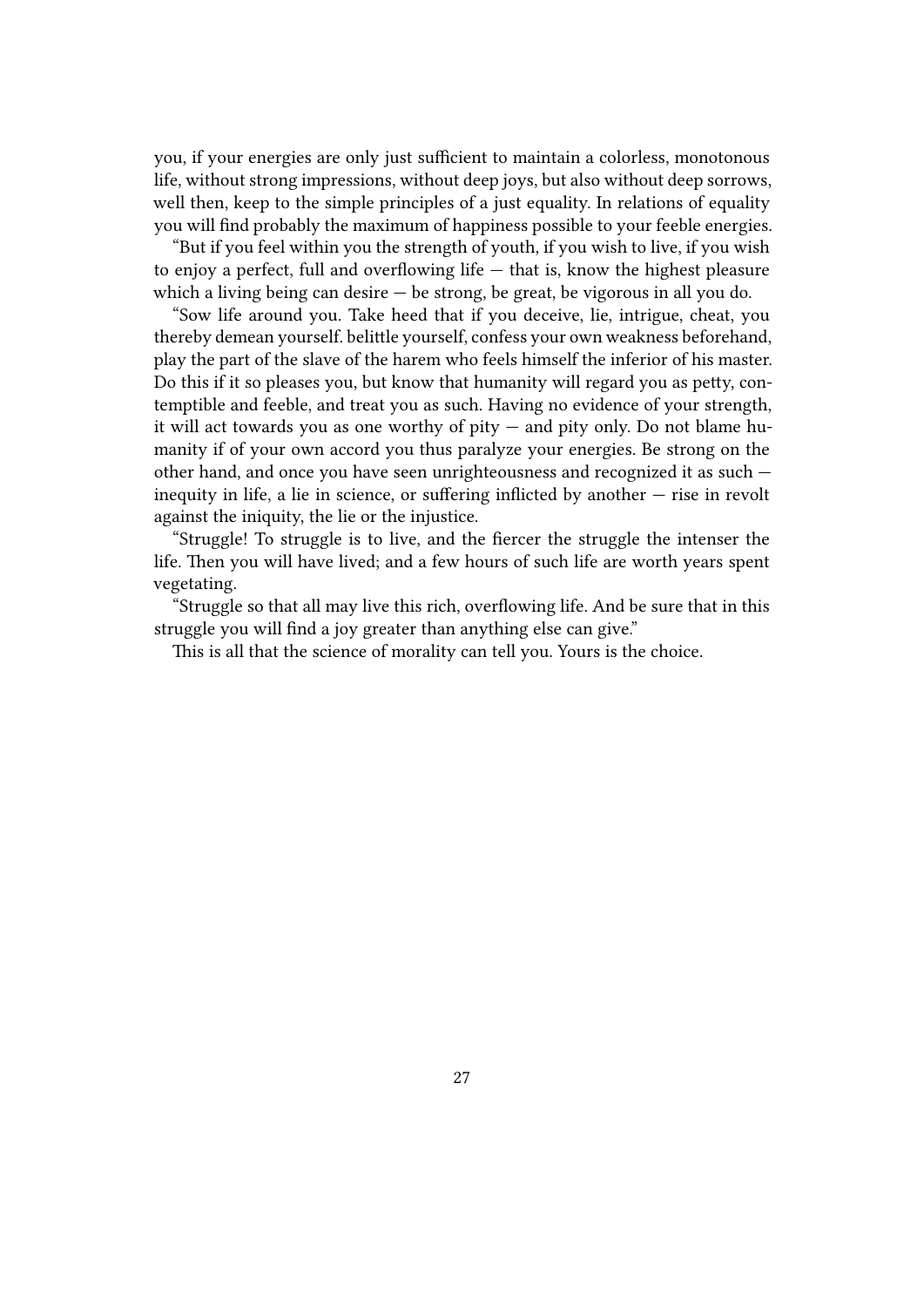you, if your energies are only just sufficient to maintain a colorless, monotonous life, without strong impressions, without deep joys, but also without deep sorrows, well then, keep to the simple principles of a just equality. In relations of equality you will find probably the maximum of happiness possible to your feeble energies.

"But if you feel within you the strength of youth, if you wish to live, if you wish to enjoy a perfect, full and overflowing life — that is, know the highest pleasure which a living being can desire — be strong, be great, be vigorous in all you do.

"Sow life around you. Take heed that if you deceive, lie, intrigue, cheat, you thereby demean yourself. belittle yourself, confess your own weakness beforehand, play the part of the slave of the harem who feels himself the inferior of his master. Do this if it so pleases you, but know that humanity will regard you as petty, contemptible and feeble, and treat you as such. Having no evidence of your strength, it will act towards you as one worthy of pity — and pity only. Do not blame humanity if of your own accord you thus paralyze your energies. Be strong on the other hand, and once you have seen unrighteousness and recognized it as such — inequity in life, a lie in science, or suffering inflicted by another — rise in revolt against the iniquity, the lie or the injustice.

"Struggle! To struggle is to live, and the fiercer the struggle the intenser the life. Then you will have lived; and a few hours of such life are worth years spent vegetating.

"Struggle so that all may live this rich, overflowing life. And be sure that in this struggle you will find a joy greater than anything else can give."

This is all that the science of morality can tell you. Yours is the choice.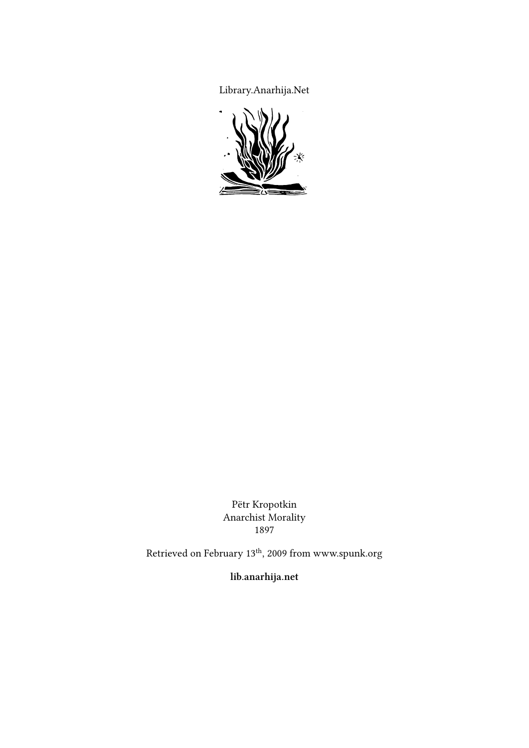Library.Anarhija.Net

Pëtr Kropotkin
Anarchist Morality
1897

Retrieved on February 13th, 2009 from www.spunk.org

**lib.anarhija.net**